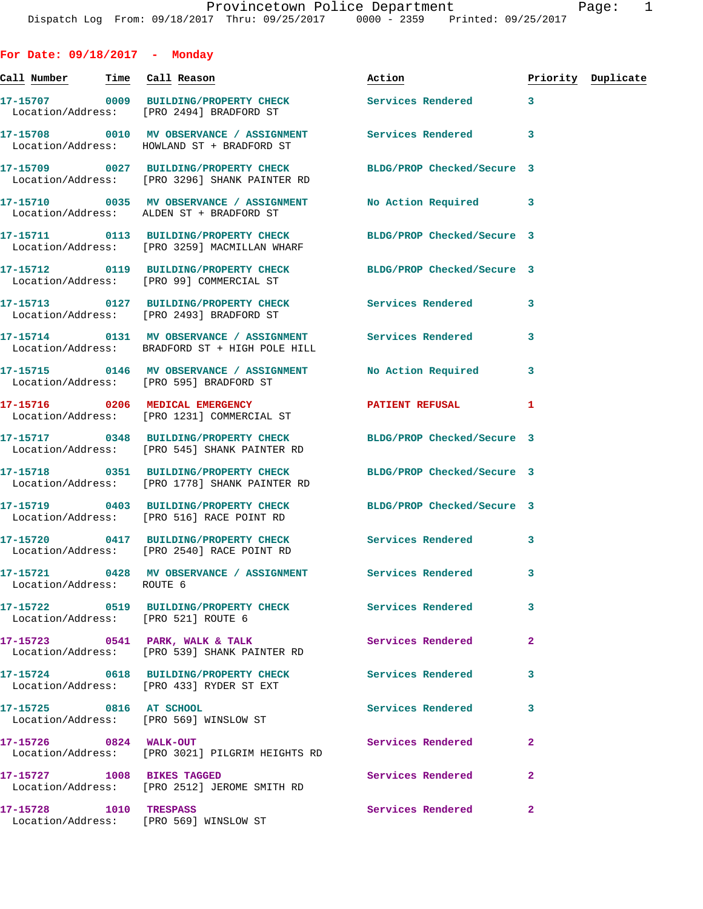Dispatch Log From: 09/18/2017 Thru: 09/25/2017 0000 - 2359 Printed: 09/25/2017

## For Date: 09/18/2017 - Monday

| Call Number | Time | Call Reason | Action | Priority | Duplicate |
|---|---|---|---|---|---|
| 17-15707 | 0009 | BUILDING/PROPERTY CHECK | Services Rendered | 3 | |
| Location/Address: | | [PRO 2494] BRADFORD ST | | | |
| 17-15708 | 0010 | MV OBSERVANCE / ASSIGNMENT | Services Rendered | 3 | |
| Location/Address: | | HOWLAND ST + BRADFORD ST | | | |
| 17-15709 | 0027 | BUILDING/PROPERTY CHECK | BLDG/PROP Checked/Secure | 3 | |
| Location/Address: | | [PRO 3296] SHANK PAINTER RD | | | |
| 17-15710 | 0035 | MV OBSERVANCE / ASSIGNMENT | No Action Required | 3 | |
| Location/Address: | | ALDEN ST + BRADFORD ST | | | |
| 17-15711 | 0113 | BUILDING/PROPERTY CHECK | BLDG/PROP Checked/Secure | 3 | |
| Location/Address: | | [PRO 3259] MACMILLAN WHARF | | | |
| 17-15712 | 0119 | BUILDING/PROPERTY CHECK | BLDG/PROP Checked/Secure | 3 | |
| Location/Address: | | [PRO 99] COMMERCIAL ST | | | |
| 17-15713 | 0127 | BUILDING/PROPERTY CHECK | Services Rendered | 3 | |
| Location/Address: | | [PRO 2493] BRADFORD ST | | | |
| 17-15714 | 0131 | MV OBSERVANCE / ASSIGNMENT | Services Rendered | 3 | |
| Location/Address: | | BRADFORD ST + HIGH POLE HILL | | | |
| 17-15715 | 0146 | MV OBSERVANCE / ASSIGNMENT | No Action Required | 3 | |
| Location/Address: | | [PRO 595] BRADFORD ST | | | |
| 17-15716 | 0206 | MEDICAL EMERGENCY | PATIENT REFUSAL | 1 | |
| Location/Address: | | [PRO 1231] COMMERCIAL ST | | | |
| 17-15717 | 0348 | BUILDING/PROPERTY CHECK | BLDG/PROP Checked/Secure | 3 | |
| Location/Address: | | [PRO 545] SHANK PAINTER RD | | | |
| 17-15718 | 0351 | BUILDING/PROPERTY CHECK | BLDG/PROP Checked/Secure | 3 | |
| Location/Address: | | [PRO 1778] SHANK PAINTER RD | | | |
| 17-15719 | 0403 | BUILDING/PROPERTY CHECK | BLDG/PROP Checked/Secure | 3 | |
| Location/Address: | | [PRO 516] RACE POINT RD | | | |
| 17-15720 | 0417 | BUILDING/PROPERTY CHECK | Services Rendered | 3 | |
| Location/Address: | | [PRO 2540] RACE POINT RD | | | |
| 17-15721 | 0428 | MV OBSERVANCE / ASSIGNMENT | Services Rendered | 3 | |
| Location/Address: | | ROUTE 6 | | | |
| 17-15722 | 0519 | BUILDING/PROPERTY CHECK | Services Rendered | 3 | |
| Location/Address: | | [PRO 521] ROUTE 6 | | | |
| 17-15723 | 0541 | PARK, WALK & TALK | Services Rendered | 2 | |
| Location/Address: | | [PRO 539] SHANK PAINTER RD | | | |
| 17-15724 | 0618 | BUILDING/PROPERTY CHECK | Services Rendered | 3 | |
| Location/Address: | | [PRO 433] RYDER ST EXT | | | |
| 17-15725 | 0816 | AT SCHOOL | Services Rendered | 3 | |
| Location/Address: | | [PRO 569] WINSLOW ST | | | |
| 17-15726 | 0824 | WALK-OUT | Services Rendered | 2 | |
| Location/Address: | | [PRO 3021] PILGRIM HEIGHTS RD | | | |
| 17-15727 | 1008 | BIKES TAGGED | Services Rendered | 2 | |
| Location/Address: | | [PRO 2512] JEROME SMITH RD | | | |
| 17-15728 | 1010 | TRESPASS | Services Rendered | 2 | |
| Location/Address: | | [PRO 569] WINSLOW ST | | | |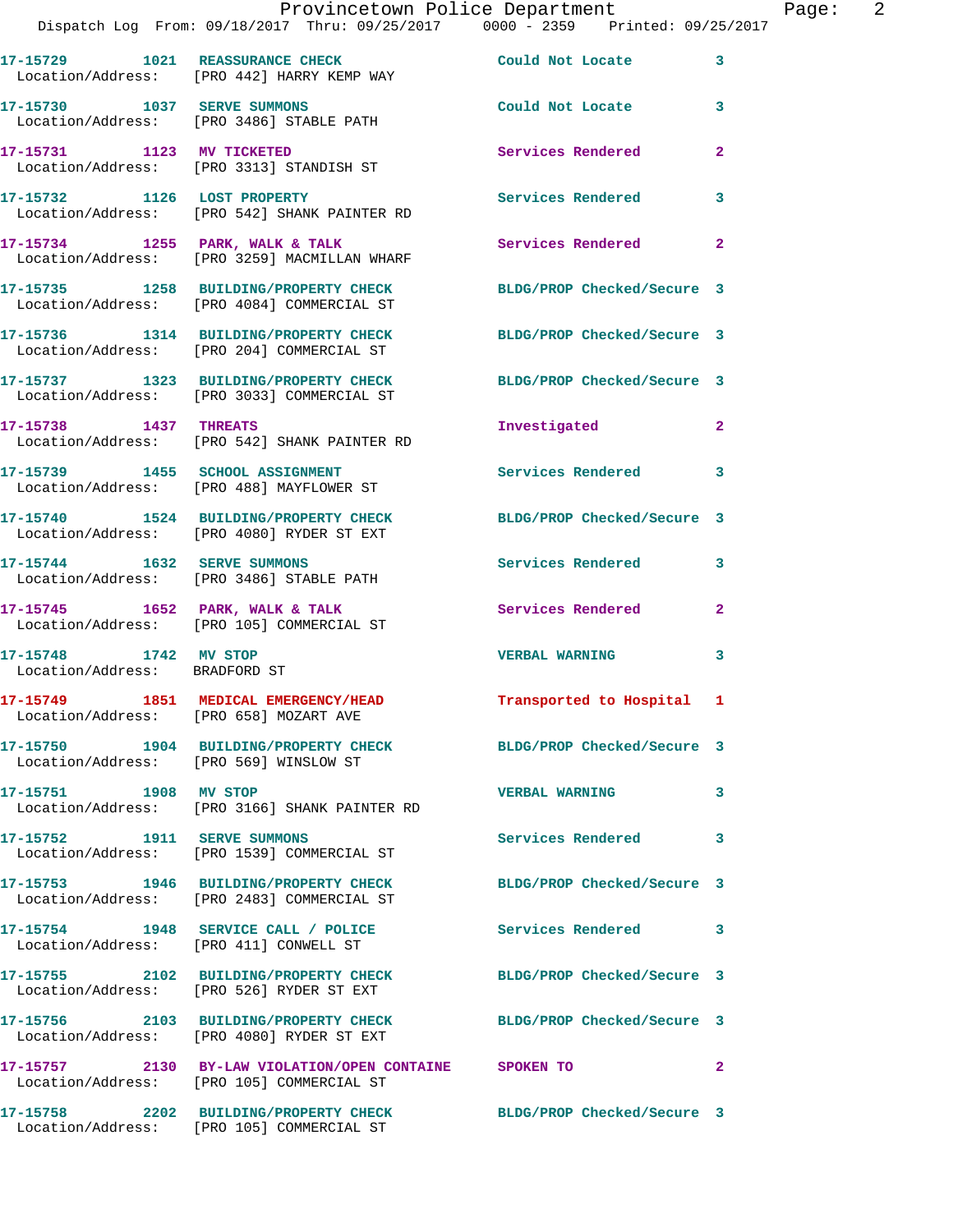| Call Number | Time | Call Reason | Action | Priority |
|---|---|---|---|---|
| 17-15729 | 1021 | REASSURANCE CHECK | Could Not Locate | 3 |
| Location/Address: | | [PRO 442] HARRY KEMP WAY | | |
| 17-15730 | 1037 | SERVE SUMMONS | Could Not Locate | 3 |
| Location/Address: | | [PRO 3486] STABLE PATH | | |
| 17-15731 | 1123 | MV TICKETED | Services Rendered | 2 |
| Location/Address: | | [PRO 3313] STANDISH ST | | |
| 17-15732 | 1126 | LOST PROPERTY | Services Rendered | 3 |
| Location/Address: | | [PRO 542] SHANK PAINTER RD | | |
| 17-15734 | 1255 | PARK, WALK & TALK | Services Rendered | 2 |
| Location/Address: | | [PRO 3259] MACMILLAN WHARF | | |
| 17-15735 | 1258 | BUILDING/PROPERTY CHECK | BLDG/PROP Checked/Secure | 3 |
| Location/Address: | | [PRO 4084] COMMERCIAL ST | | |
| 17-15736 | 1314 | BUILDING/PROPERTY CHECK | BLDG/PROP Checked/Secure | 3 |
| Location/Address: | | [PRO 204] COMMERCIAL ST | | |
| 17-15737 | 1323 | BUILDING/PROPERTY CHECK | BLDG/PROP Checked/Secure | 3 |
| Location/Address: | | [PRO 3033] COMMERCIAL ST | | |
| 17-15738 | 1437 | THREATS | Investigated | 2 |
| Location/Address: | | [PRO 542] SHANK PAINTER RD | | |
| 17-15739 | 1455 | SCHOOL ASSIGNMENT | Services Rendered | 3 |
| Location/Address: | | [PRO 488] MAYFLOWER ST | | |
| 17-15740 | 1524 | BUILDING/PROPERTY CHECK | BLDG/PROP Checked/Secure | 3 |
| Location/Address: | | [PRO 4080] RYDER ST EXT | | |
| 17-15744 | 1632 | SERVE SUMMONS | Services Rendered | 3 |
| Location/Address: | | [PRO 3486] STABLE PATH | | |
| 17-15745 | 1652 | PARK, WALK & TALK | Services Rendered | 2 |
| Location/Address: | | [PRO 105] COMMERCIAL ST | | |
| 17-15748 | 1742 | MV STOP | VERBAL WARNING | 3 |
| Location/Address: | | BRADFORD ST | | |
| 17-15749 | 1851 | MEDICAL EMERGENCY/HEAD | Transported to Hospital | 1 |
| Location/Address: | | [PRO 658] MOZART AVE | | |
| 17-15750 | 1904 | BUILDING/PROPERTY CHECK | BLDG/PROP Checked/Secure | 3 |
| Location/Address: | | [PRO 569] WINSLOW ST | | |
| 17-15751 | 1908 | MV STOP | VERBAL WARNING | 3 |
| Location/Address: | | [PRO 3166] SHANK PAINTER RD | | |
| 17-15752 | 1911 | SERVE SUMMONS | Services Rendered | 3 |
| Location/Address: | | [PRO 1539] COMMERCIAL ST | | |
| 17-15753 | 1946 | BUILDING/PROPERTY CHECK | BLDG/PROP Checked/Secure | 3 |
| Location/Address: | | [PRO 2483] COMMERCIAL ST | | |
| 17-15754 | 1948 | SERVICE CALL / POLICE | Services Rendered | 3 |
| Location/Address: | | [PRO 411] CONWELL ST | | |
| 17-15755 | 2102 | BUILDING/PROPERTY CHECK | BLDG/PROP Checked/Secure | 3 |
| Location/Address: | | [PRO 526] RYDER ST EXT | | |
| 17-15756 | 2103 | BUILDING/PROPERTY CHECK | BLDG/PROP Checked/Secure | 3 |
| Location/Address: | | [PRO 4080] RYDER ST EXT | | |
| 17-15757 | 2130 | BY-LAW VIOLATION/OPEN CONTAINE | SPOKEN TO | 2 |
| Location/Address: | | [PRO 105] COMMERCIAL ST | | |
| 17-15758 | 2202 | BUILDING/PROPERTY CHECK | BLDG/PROP Checked/Secure | 3 |
| Location/Address: | | [PRO 105] COMMERCIAL ST | | |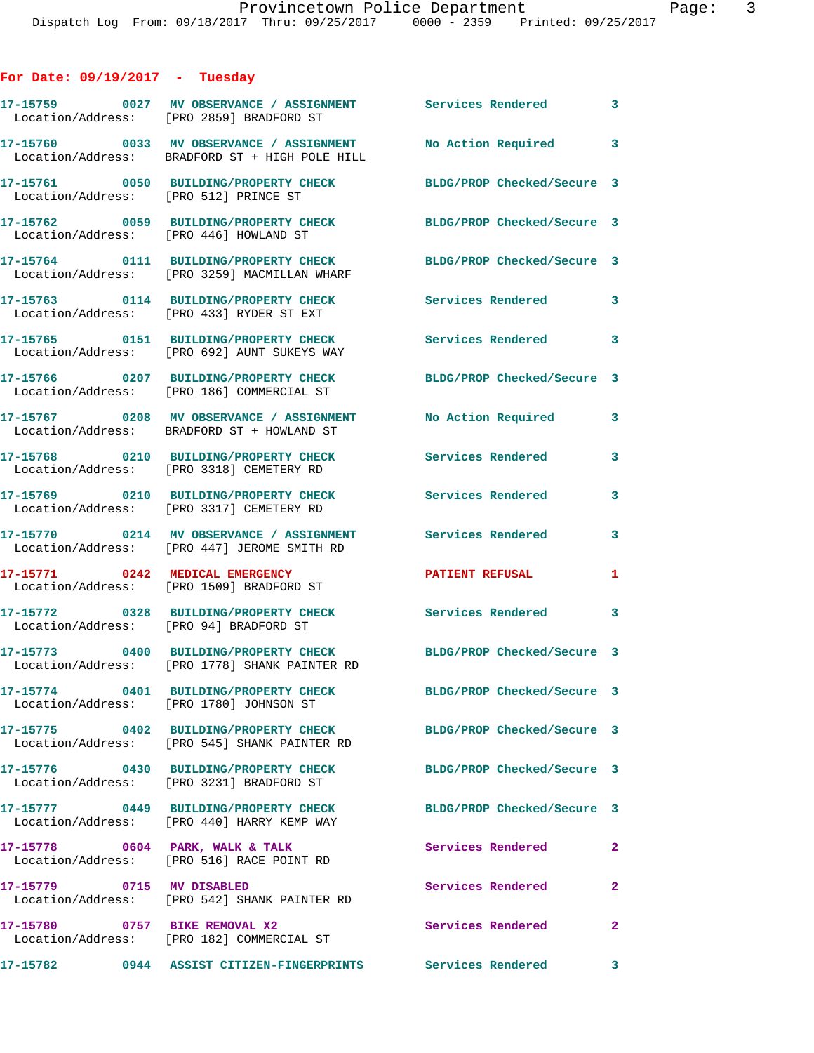## For Date: 09/19/2017 - Tuesday

| Call # | Time | Call Type | Action | Priority |
|---|---|---|---|---|
| 17-15759 | 0027 | MV OBSERVANCE / ASSIGNMENT | Services Rendered | 3 |
| | | Location/Address: [PRO 2859] BRADFORD ST | | |
| 17-15760 | 0033 | MV OBSERVANCE / ASSIGNMENT | No Action Required | 3 |
| | | Location/Address: BRADFORD ST + HIGH POLE HILL | | |
| 17-15761 | 0050 | BUILDING/PROPERTY CHECK | BLDG/PROP Checked/Secure | 3 |
| | | Location/Address: [PRO 512] PRINCE ST | | |
| 17-15762 | 0059 | BUILDING/PROPERTY CHECK | BLDG/PROP Checked/Secure | 3 |
| | | Location/Address: [PRO 446] HOWLAND ST | | |
| 17-15764 | 0111 | BUILDING/PROPERTY CHECK | BLDG/PROP Checked/Secure | 3 |
| | | Location/Address: [PRO 3259] MACMILLAN WHARF | | |
| 17-15763 | 0114 | BUILDING/PROPERTY CHECK | Services Rendered | 3 |
| | | Location/Address: [PRO 433] RYDER ST EXT | | |
| 17-15765 | 0151 | BUILDING/PROPERTY CHECK | Services Rendered | 3 |
| | | Location/Address: [PRO 692] AUNT SUKEYS WAY | | |
| 17-15766 | 0207 | BUILDING/PROPERTY CHECK | BLDG/PROP Checked/Secure | 3 |
| | | Location/Address: [PRO 186] COMMERCIAL ST | | |
| 17-15767 | 0208 | MV OBSERVANCE / ASSIGNMENT | No Action Required | 3 |
| | | Location/Address: BRADFORD ST + HOWLAND ST | | |
| 17-15768 | 0210 | BUILDING/PROPERTY CHECK | Services Rendered | 3 |
| | | Location/Address: [PRO 3318] CEMETERY RD | | |
| 17-15769 | 0210 | BUILDING/PROPERTY CHECK | Services Rendered | 3 |
| | | Location/Address: [PRO 3317] CEMETERY RD | | |
| 17-15770 | 0214 | MV OBSERVANCE / ASSIGNMENT | Services Rendered | 3 |
| | | Location/Address: [PRO 447] JEROME SMITH RD | | |
| 17-15771 | 0242 | MEDICAL EMERGENCY | PATIENT REFUSAL | 1 |
| | | Location/Address: [PRO 1509] BRADFORD ST | | |
| 17-15772 | 0328 | BUILDING/PROPERTY CHECK | Services Rendered | 3 |
| | | Location/Address: [PRO 94] BRADFORD ST | | |
| 17-15773 | 0400 | BUILDING/PROPERTY CHECK | BLDG/PROP Checked/Secure | 3 |
| | | Location/Address: [PRO 1778] SHANK PAINTER RD | | |
| 17-15774 | 0401 | BUILDING/PROPERTY CHECK | BLDG/PROP Checked/Secure | 3 |
| | | Location/Address: [PRO 1780] JOHNSON ST | | |
| 17-15775 | 0402 | BUILDING/PROPERTY CHECK | BLDG/PROP Checked/Secure | 3 |
| | | Location/Address: [PRO 545] SHANK PAINTER RD | | |
| 17-15776 | 0430 | BUILDING/PROPERTY CHECK | BLDG/PROP Checked/Secure | 3 |
| | | Location/Address: [PRO 3231] BRADFORD ST | | |
| 17-15777 | 0449 | BUILDING/PROPERTY CHECK | BLDG/PROP Checked/Secure | 3 |
| | | Location/Address: [PRO 440] HARRY KEMP WAY | | |
| 17-15778 | 0604 | PARK, WALK & TALK | Services Rendered | 2 |
| | | Location/Address: [PRO 516] RACE POINT RD | | |
| 17-15779 | 0715 | MV DISABLED | Services Rendered | 2 |
| | | Location/Address: [PRO 542] SHANK PAINTER RD | | |
| 17-15780 | 0757 | BIKE REMOVAL X2 | Services Rendered | 2 |
| | | Location/Address: [PRO 182] COMMERCIAL ST | | |
| 17-15782 | 0944 | ASSIST CITIZEN-FINGERPRINTS | Services Rendered | 3 |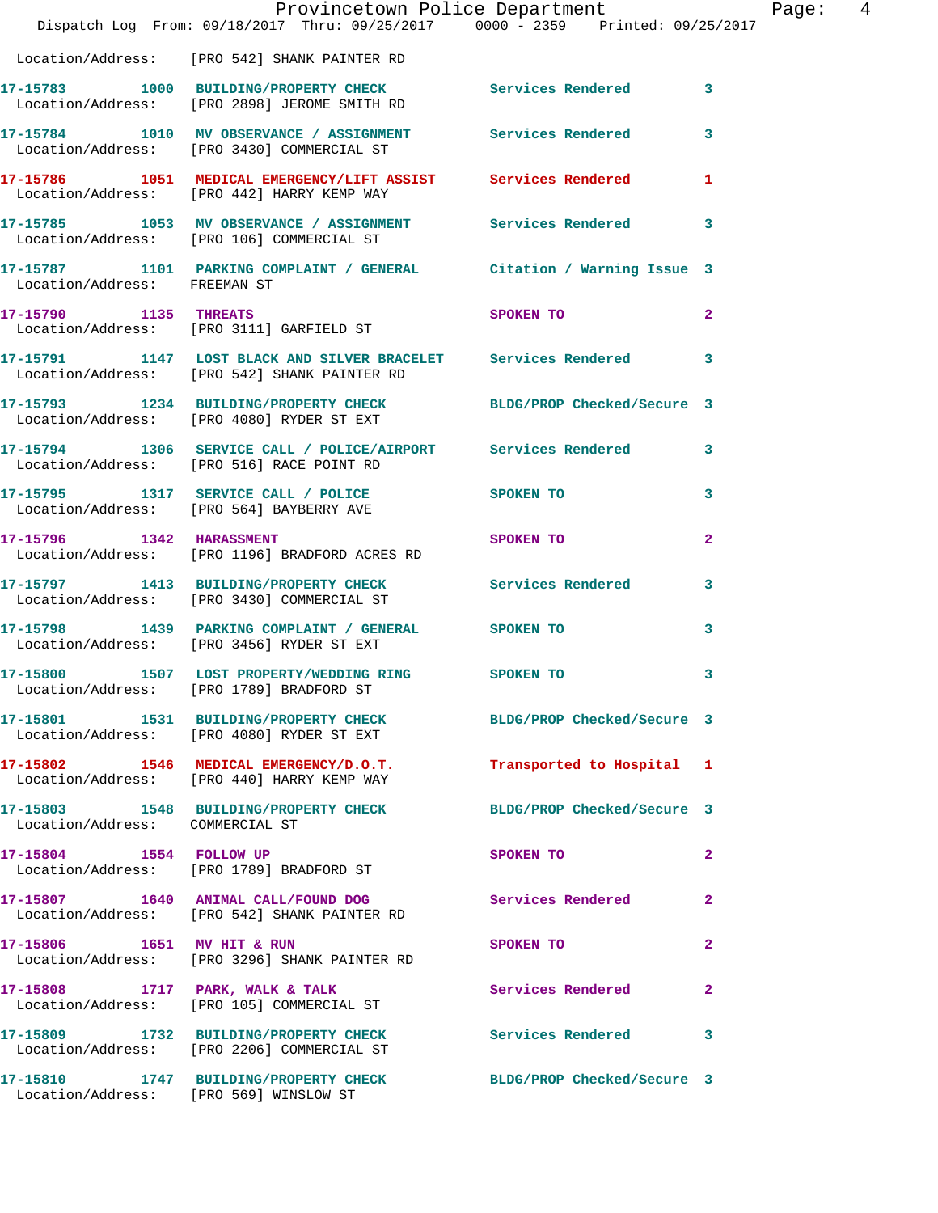Location/Address: [PRO 542] SHANK PAINTER RD

| Call Number | Time | Call Reason | Action | Priority |
|---|---|---|---|---|
| 17-15783 | 1000 | BUILDING/PROPERTY CHECK | Services Rendered | 3 |
| Location/Address: [PRO 2898] JEROME SMITH RD | | | | |
| 17-15784 | 1010 | MV OBSERVANCE / ASSIGNMENT | Services Rendered | 3 |
| Location/Address: [PRO 3430] COMMERCIAL ST | | | | |
| 17-15786 | 1051 | MEDICAL EMERGENCY/LIFT ASSIST | Services Rendered | 1 |
| Location/Address: [PRO 442] HARRY KEMP WAY | | | | |
| 17-15785 | 1053 | MV OBSERVANCE / ASSIGNMENT | Services Rendered | 3 |
| Location/Address: [PRO 106] COMMERCIAL ST | | | | |
| 17-15787 | 1101 | PARKING COMPLAINT / GENERAL | Citation / Warning Issue | 3 |
| Location/Address: FREEMAN ST | | | | |
| 17-15790 | 1135 | THREATS | SPOKEN TO | 2 |
| Location/Address: [PRO 3111] GARFIELD ST | | | | |
| 17-15791 | 1147 | LOST BLACK AND SILVER BRACELET | Services Rendered | 3 |
| Location/Address: [PRO 542] SHANK PAINTER RD | | | | |
| 17-15793 | 1234 | BUILDING/PROPERTY CHECK | BLDG/PROP Checked/Secure | 3 |
| Location/Address: [PRO 4080] RYDER ST EXT | | | | |
| 17-15794 | 1306 | SERVICE CALL / POLICE/AIRPORT | Services Rendered | 3 |
| Location/Address: [PRO 516] RACE POINT RD | | | | |
| 17-15795 | 1317 | SERVICE CALL / POLICE | SPOKEN TO | 3 |
| Location/Address: [PRO 564] BAYBERRY AVE | | | | |
| 17-15796 | 1342 | HARASSMENT | SPOKEN TO | 2 |
| Location/Address: [PRO 1196] BRADFORD ACRES RD | | | | |
| 17-15797 | 1413 | BUILDING/PROPERTY CHECK | Services Rendered | 3 |
| Location/Address: [PRO 3430] COMMERCIAL ST | | | | |
| 17-15798 | 1439 | PARKING COMPLAINT / GENERAL | SPOKEN TO | 3 |
| Location/Address: [PRO 3456] RYDER ST EXT | | | | |
| 17-15800 | 1507 | LOST PROPERTY/WEDDING RING | SPOKEN TO | 3 |
| Location/Address: [PRO 1789] BRADFORD ST | | | | |
| 17-15801 | 1531 | BUILDING/PROPERTY CHECK | BLDG/PROP Checked/Secure | 3 |
| Location/Address: [PRO 4080] RYDER ST EXT | | | | |
| 17-15802 | 1546 | MEDICAL EMERGENCY/D.O.T. | Transported to Hospital | 1 |
| Location/Address: [PRO 440] HARRY KEMP WAY | | | | |
| 17-15803 | 1548 | BUILDING/PROPERTY CHECK | BLDG/PROP Checked/Secure | 3 |
| Location/Address: COMMERCIAL ST | | | | |
| 17-15804 | 1554 | FOLLOW UP | SPOKEN TO | 2 |
| Location/Address: [PRO 1789] BRADFORD ST | | | | |
| 17-15807 | 1640 | ANIMAL CALL/FOUND DOG | Services Rendered | 2 |
| Location/Address: [PRO 542] SHANK PAINTER RD | | | | |
| 17-15806 | 1651 | MV HIT & RUN | SPOKEN TO | 2 |
| Location/Address: [PRO 3296] SHANK PAINTER RD | | | | |
| 17-15808 | 1717 | PARK, WALK & TALK | Services Rendered | 2 |
| Location/Address: [PRO 105] COMMERCIAL ST | | | | |
| 17-15809 | 1732 | BUILDING/PROPERTY CHECK | Services Rendered | 3 |
| Location/Address: [PRO 2206] COMMERCIAL ST | | | | |
| 17-15810 | 1747 | BUILDING/PROPERTY CHECK | BLDG/PROP Checked/Secure | 3 |
| Location/Address: [PRO 569] WINSLOW ST | | | | |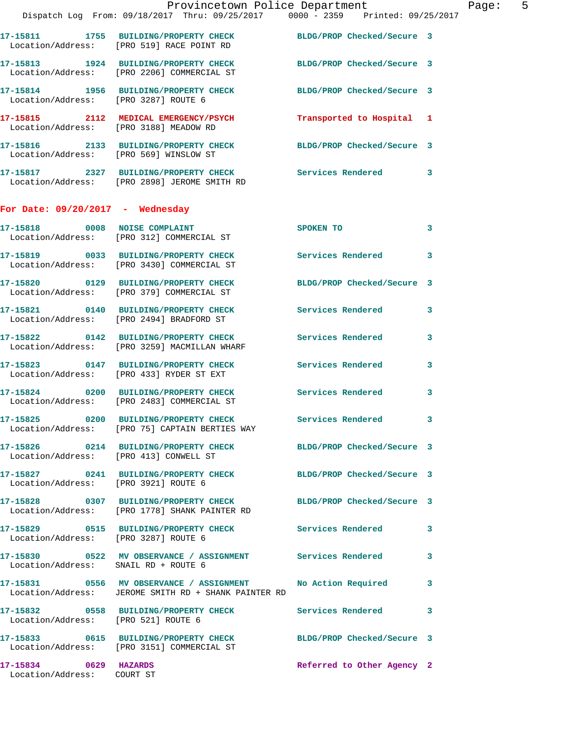17-15811 1755 BUILDING/PROPERTY CHECK BLDG/PROP Checked/Secure 3
Location/Address: [PRO 519] RACE POINT RD

17-15813 1924 BUILDING/PROPERTY CHECK BLDG/PROP Checked/Secure 3
Location/Address: [PRO 2206] COMMERCIAL ST

17-15814 1956 BUILDING/PROPERTY CHECK BLDG/PROP Checked/Secure 3
Location/Address: [PRO 3287] ROUTE 6

17-15815 2112 MEDICAL EMERGENCY/PSYCH Transported to Hospital 1
Location/Address: [PRO 3188] MEADOW RD

17-15816 2133 BUILDING/PROPERTY CHECK BLDG/PROP Checked/Secure 3
Location/Address: [PRO 569] WINSLOW ST

17-15817 2327 BUILDING/PROPERTY CHECK Services Rendered 3
Location/Address: [PRO 2898] JEROME SMITH RD

## For Date: 09/20/2017 - Wednesday

17-15818 0008 NOISE COMPLAINT SPOKEN TO 3
Location/Address: [PRO 312] COMMERCIAL ST

17-15819 0033 BUILDING/PROPERTY CHECK Services Rendered 3
Location/Address: [PRO 3430] COMMERCIAL ST

17-15820 0129 BUILDING/PROPERTY CHECK BLDG/PROP Checked/Secure 3
Location/Address: [PRO 379] COMMERCIAL ST

17-15821 0140 BUILDING/PROPERTY CHECK Services Rendered 3
Location/Address: [PRO 2494] BRADFORD ST

17-15822 0142 BUILDING/PROPERTY CHECK Services Rendered 3
Location/Address: [PRO 3259] MACMILLAN WHARF

17-15823 0147 BUILDING/PROPERTY CHECK Services Rendered 3
Location/Address: [PRO 433] RYDER ST EXT

17-15824 0200 BUILDING/PROPERTY CHECK Services Rendered 3
Location/Address: [PRO 2483] COMMERCIAL ST

17-15825 0200 BUILDING/PROPERTY CHECK Services Rendered 3
Location/Address: [PRO 75] CAPTAIN BERTIES WAY

17-15826 0214 BUILDING/PROPERTY CHECK BLDG/PROP Checked/Secure 3
Location/Address: [PRO 413] CONWELL ST

17-15827 0241 BUILDING/PROPERTY CHECK BLDG/PROP Checked/Secure 3
Location/Address: [PRO 3921] ROUTE 6

17-15828 0307 BUILDING/PROPERTY CHECK BLDG/PROP Checked/Secure 3
Location/Address: [PRO 1778] SHANK PAINTER RD

17-15829 0515 BUILDING/PROPERTY CHECK Services Rendered 3
Location/Address: [PRO 3287] ROUTE 6

17-15830 0522 MV OBSERVANCE / ASSIGNMENT Services Rendered 3
Location/Address: SNAIL RD + ROUTE 6

17-15831 0556 MV OBSERVANCE / ASSIGNMENT No Action Required 3
Location/Address: JEROME SMITH RD + SHANK PAINTER RD

17-15832 0558 BUILDING/PROPERTY CHECK Services Rendered 3
Location/Address: [PRO 521] ROUTE 6

17-15833 0615 BUILDING/PROPERTY CHECK BLDG/PROP Checked/Secure 3
Location/Address: [PRO 3151] COMMERCIAL ST

17-15834 0629 HAZARDS Referred to Other Agency 2
Location/Address: COURT ST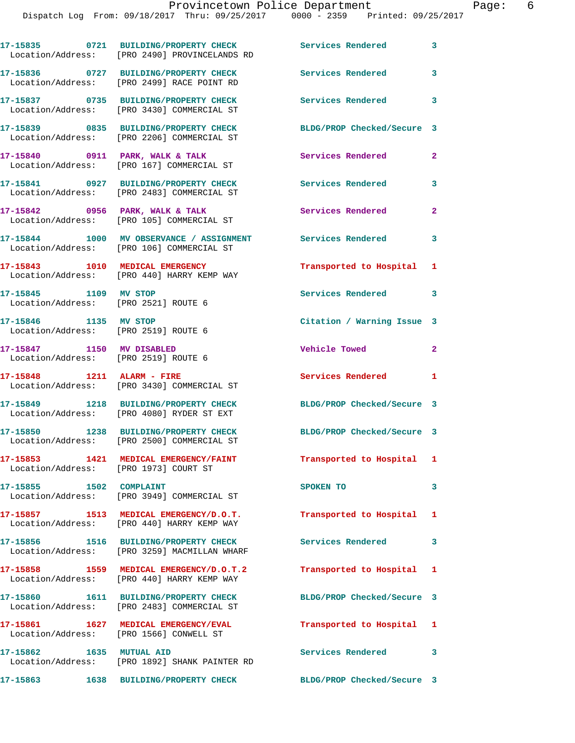17-15835 0721 BUILDING/PROPERTY CHECK Services Rendered 3
Location/Address: [PRO 2490] PROVINCELANDS RD

17-15836 0727 BUILDING/PROPERTY CHECK Services Rendered 3
Location/Address: [PRO 2499] RACE POINT RD

17-15837 0735 BUILDING/PROPERTY CHECK Services Rendered 3
Location/Address: [PRO 3430] COMMERCIAL ST

17-15839 0835 BUILDING/PROPERTY CHECK BLDG/PROP Checked/Secure 3
Location/Address: [PRO 2206] COMMERCIAL ST

17-15840 0911 PARK, WALK & TALK Services Rendered 2
Location/Address: [PRO 167] COMMERCIAL ST

17-15841 0927 BUILDING/PROPERTY CHECK Services Rendered 3
Location/Address: [PRO 2483] COMMERCIAL ST

17-15842 0956 PARK, WALK & TALK Services Rendered 2
Location/Address: [PRO 105] COMMERCIAL ST

17-15844 1000 MV OBSERVANCE / ASSIGNMENT Services Rendered 3
Location/Address: [PRO 106] COMMERCIAL ST

17-15843 1010 MEDICAL EMERGENCY Transported to Hospital 1
Location/Address: [PRO 440] HARRY KEMP WAY

17-15845 1109 MV STOP Services Rendered 3
Location/Address: [PRO 2521] ROUTE 6

17-15846 1135 MV STOP Citation / Warning Issue 3
Location/Address: [PRO 2519] ROUTE 6

17-15847 1150 MV DISABLED Vehicle Towed 2
Location/Address: [PRO 2519] ROUTE 6

17-15848 1211 ALARM - FIRE Services Rendered 1
Location/Address: [PRO 3430] COMMERCIAL ST

17-15849 1218 BUILDING/PROPERTY CHECK BLDG/PROP Checked/Secure 3
Location/Address: [PRO 4080] RYDER ST EXT

17-15850 1238 BUILDING/PROPERTY CHECK BLDG/PROP Checked/Secure 3
Location/Address: [PRO 2500] COMMERCIAL ST

17-15853 1421 MEDICAL EMERGENCY/FAINT Transported to Hospital 1
Location/Address: [PRO 1973] COURT ST

17-15855 1502 COMPLAINT SPOKEN TO 3
Location/Address: [PRO 3949] COMMERCIAL ST

17-15857 1513 MEDICAL EMERGENCY/D.O.T. Transported to Hospital 1
Location/Address: [PRO 440] HARRY KEMP WAY

17-15856 1516 BUILDING/PROPERTY CHECK Services Rendered 3
Location/Address: [PRO 3259] MACMILLAN WHARF

17-15858 1559 MEDICAL EMERGENCY/D.O.T.2 Transported to Hospital 1
Location/Address: [PRO 440] HARRY KEMP WAY

17-15860 1611 BUILDING/PROPERTY CHECK BLDG/PROP Checked/Secure 3
Location/Address: [PRO 2483] COMMERCIAL ST

17-15861 1627 MEDICAL EMERGENCY/EVAL Transported to Hospital 1
Location/Address: [PRO 1566] CONWELL ST

17-15862 1635 MUTUAL AID Services Rendered 3
Location/Address: [PRO 1892] SHANK PAINTER RD

17-15863 1638 BUILDING/PROPERTY CHECK BLDG/PROP Checked/Secure 3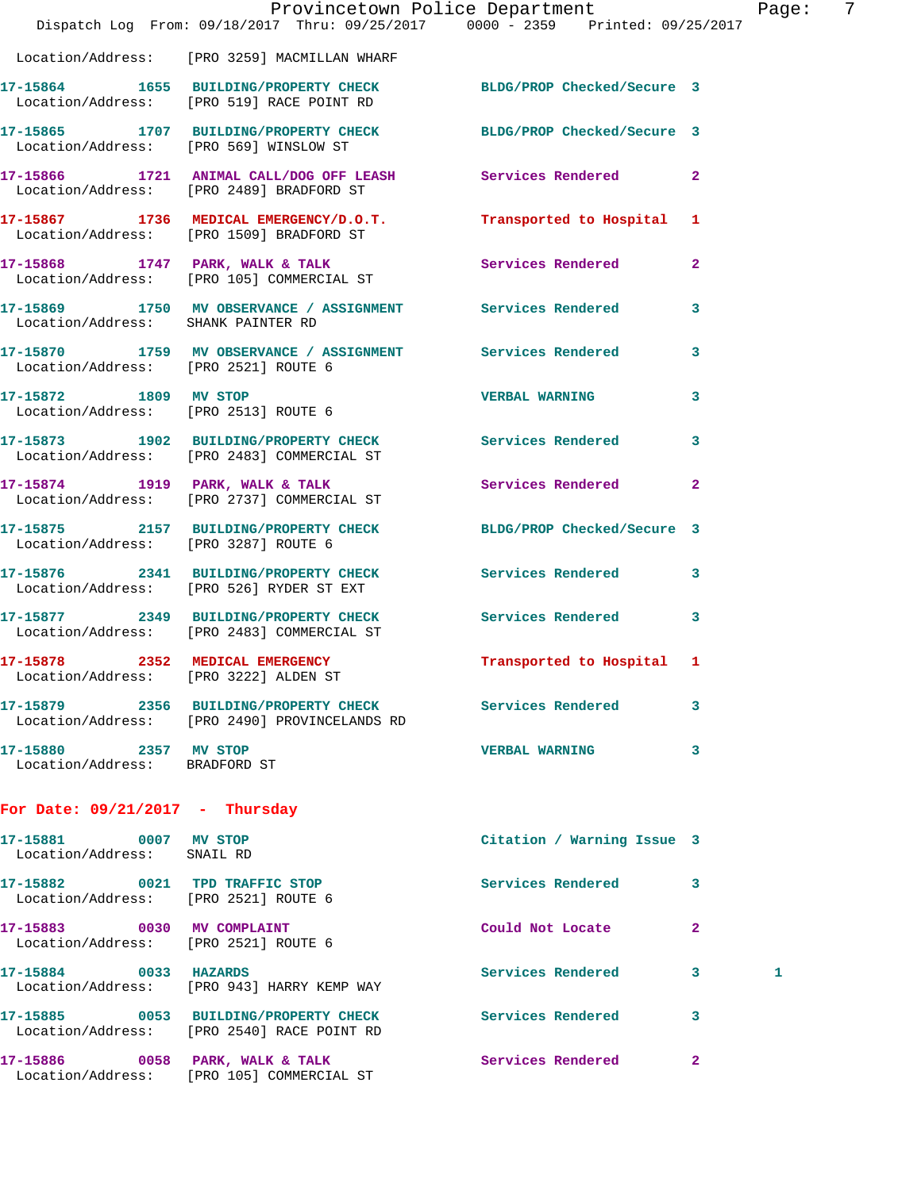Location/Address: [PRO 3259] MACMILLAN WHARF

| Call Number | Time | Call Reason | Action | Priority | |
|---|---|---|---|---|---|
| 17-15864 | 1655 | BUILDING/PROPERTY CHECK | BLDG/PROP Checked/Secure | 3 | |
| Location/Address: [PRO 519] RACE POINT RD | | | | | |
| 17-15865 | 1707 | BUILDING/PROPERTY CHECK | BLDG/PROP Checked/Secure | 3 | |
| Location/Address: [PRO 569] WINSLOW ST | | | | | |
| 17-15866 | 1721 | ANIMAL CALL/DOG OFF LEASH | Services Rendered | 2 | |
| Location/Address: [PRO 2489] BRADFORD ST | | | | | |
| 17-15867 | 1736 | MEDICAL EMERGENCY/D.O.T. | Transported to Hospital | 1 | |
| Location/Address: [PRO 1509] BRADFORD ST | | | | | |
| 17-15868 | 1747 | PARK, WALK & TALK | Services Rendered | 2 | |
| Location/Address: [PRO 105] COMMERCIAL ST | | | | | |
| 17-15869 | 1750 | MV OBSERVANCE / ASSIGNMENT | Services Rendered | 3 | |
| Location/Address: SHANK PAINTER RD | | | | | |
| 17-15870 | 1759 | MV OBSERVANCE / ASSIGNMENT | Services Rendered | 3 | |
| Location/Address: [PRO 2521] ROUTE 6 | | | | | |
| 17-15872 | 1809 | MV STOP | VERBAL WARNING | 3 | |
| Location/Address: [PRO 2513] ROUTE 6 | | | | | |
| 17-15873 | 1902 | BUILDING/PROPERTY CHECK | Services Rendered | 3 | |
| Location/Address: [PRO 2483] COMMERCIAL ST | | | | | |
| 17-15874 | 1919 | PARK, WALK & TALK | Services Rendered | 2 | |
| Location/Address: [PRO 2737] COMMERCIAL ST | | | | | |
| 17-15875 | 2157 | BUILDING/PROPERTY CHECK | BLDG/PROP Checked/Secure | 3 | |
| Location/Address: [PRO 3287] ROUTE 6 | | | | | |
| 17-15876 | 2341 | BUILDING/PROPERTY CHECK | Services Rendered | 3 | |
| Location/Address: [PRO 526] RYDER ST EXT | | | | | |
| 17-15877 | 2349 | BUILDING/PROPERTY CHECK | Services Rendered | 3 | |
| Location/Address: [PRO 2483] COMMERCIAL ST | | | | | |
| 17-15878 | 2352 | MEDICAL EMERGENCY | Transported to Hospital | 1 | |
| Location/Address: [PRO 3222] ALDEN ST | | | | | |
| 17-15879 | 2356 | BUILDING/PROPERTY CHECK | Services Rendered | 3 | |
| Location/Address: [PRO 2490] PROVINCELANDS RD | | | | | |
| 17-15880 | 2357 | MV STOP | VERBAL WARNING | 3 | |
| Location/Address: BRADFORD ST | | | | | |

## For Date: 09/21/2017 - Thursday

| Call Number | Time | Call Reason | Action | Priority | |
|---|---|---|---|---|---|
| 17-15881 | 0007 | MV STOP | Citation / Warning Issue | 3 | |
| Location/Address: SNAIL RD | | | | | |
| 17-15882 | 0021 | TPD TRAFFIC STOP | Services Rendered | 3 | |
| Location/Address: [PRO 2521] ROUTE 6 | | | | | |
| 17-15883 | 0030 | MV COMPLAINT | Could Not Locate | 2 | |
| Location/Address: [PRO 2521] ROUTE 6 | | | | | |
| 17-15884 | 0033 | HAZARDS | Services Rendered | 3 | 1 |
| Location/Address: [PRO 943] HARRY KEMP WAY | | | | | |
| 17-15885 | 0053 | BUILDING/PROPERTY CHECK | Services Rendered | 3 | |
| Location/Address: [PRO 2540] RACE POINT RD | | | | | |
| 17-15886 | 0058 | PARK, WALK & TALK | Services Rendered | 2 | |
| Location/Address: [PRO 105] COMMERCIAL ST | | | | | |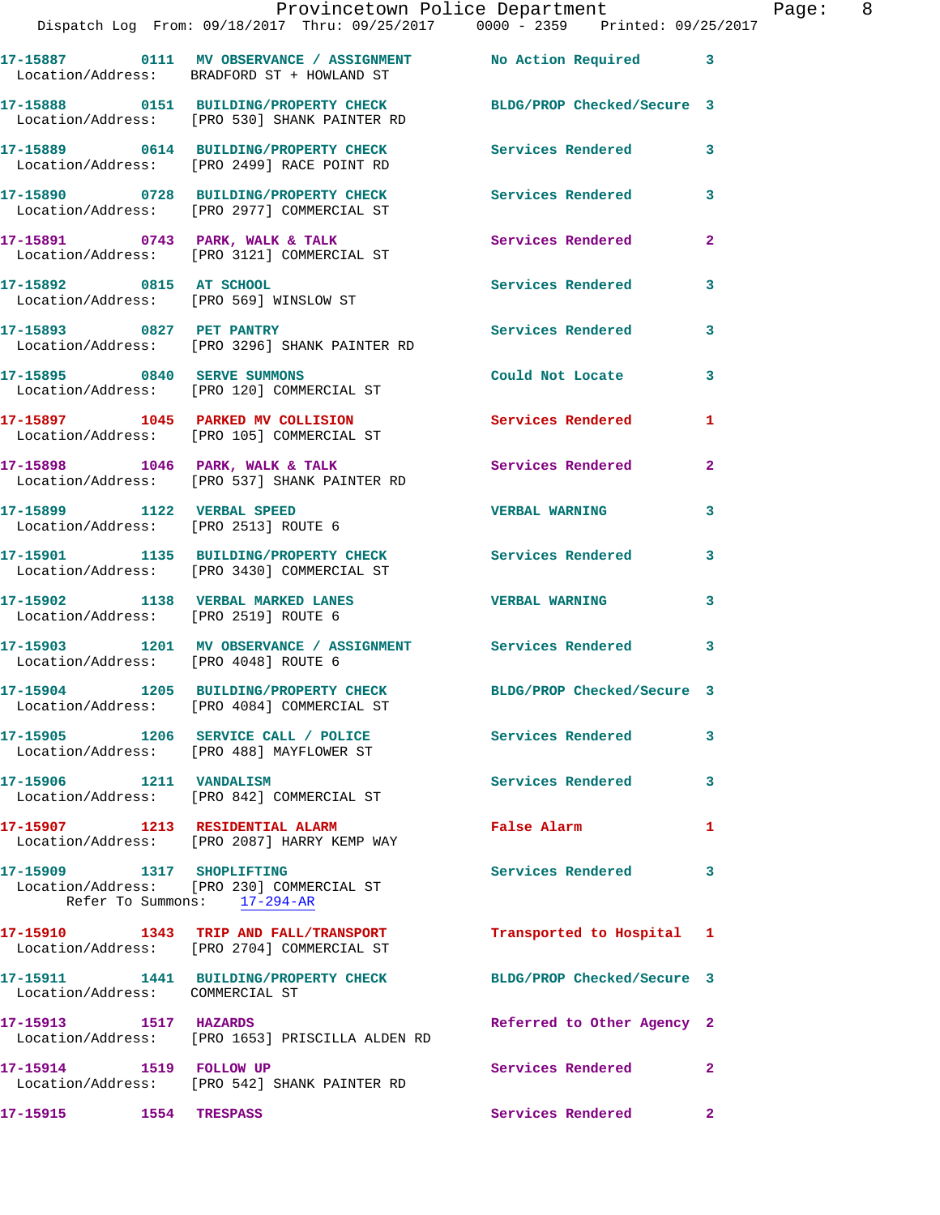17-15887 0111 MV OBSERVANCE / ASSIGNMENT No Action Required 3
Location/Address: BRADFORD ST + HOWLAND ST

17-15888 0151 BUILDING/PROPERTY CHECK BLDG/PROP Checked/Secure 3
Location/Address: [PRO 530] SHANK PAINTER RD

17-15889 0614 BUILDING/PROPERTY CHECK Services Rendered 3
Location/Address: [PRO 2499] RACE POINT RD

17-15890 0728 BUILDING/PROPERTY CHECK Services Rendered 3
Location/Address: [PRO 2977] COMMERCIAL ST

17-15891 0743 PARK, WALK & TALK Services Rendered 2
Location/Address: [PRO 3121] COMMERCIAL ST

17-15892 0815 AT SCHOOL Services Rendered 3
Location/Address: [PRO 569] WINSLOW ST

17-15893 0827 PET PANTRY Services Rendered 3
Location/Address: [PRO 3296] SHANK PAINTER RD

17-15895 0840 SERVE SUMMONS Could Not Locate 3
Location/Address: [PRO 120] COMMERCIAL ST

17-15897 1045 PARKED MV COLLISION Services Rendered 1
Location/Address: [PRO 105] COMMERCIAL ST

17-15898 1046 PARK, WALK & TALK Services Rendered 2
Location/Address: [PRO 537] SHANK PAINTER RD

17-15899 1122 VERBAL SPEED VERBAL WARNING 3
Location/Address: [PRO 2513] ROUTE 6

17-15901 1135 BUILDING/PROPERTY CHECK Services Rendered 3
Location/Address: [PRO 3430] COMMERCIAL ST

17-15902 1138 VERBAL MARKED LANES VERBAL WARNING 3
Location/Address: [PRO 2519] ROUTE 6

17-15903 1201 MV OBSERVANCE / ASSIGNMENT Services Rendered 3
Location/Address: [PRO 4048] ROUTE 6

17-15904 1205 BUILDING/PROPERTY CHECK BLDG/PROP Checked/Secure 3
Location/Address: [PRO 4084] COMMERCIAL ST

17-15905 1206 SERVICE CALL / POLICE Services Rendered 3
Location/Address: [PRO 488] MAYFLOWER ST

17-15906 1211 VANDALISM Services Rendered 3
Location/Address: [PRO 842] COMMERCIAL ST

17-15907 1213 RESIDENTIAL ALARM False Alarm 1
Location/Address: [PRO 2087] HARRY KEMP WAY

17-15909 1317 SHOPLIFTING Services Rendered 3
Location/Address: [PRO 230] COMMERCIAL ST
Refer To Summons: 17-294-AR

17-15910 1343 TRIP AND FALL/TRANSPORT Transported to Hospital 1
Location/Address: [PRO 2704] COMMERCIAL ST

17-15911 1441 BUILDING/PROPERTY CHECK BLDG/PROP Checked/Secure 3
Location/Address: COMMERCIAL ST

17-15913 1517 HAZARDS Referred to Other Agency 2
Location/Address: [PRO 1653] PRISCILLA ALDEN RD

17-15914 1519 FOLLOW UP Services Rendered 2
Location/Address: [PRO 542] SHANK PAINTER RD

17-15915 1554 TRESPASS Services Rendered 2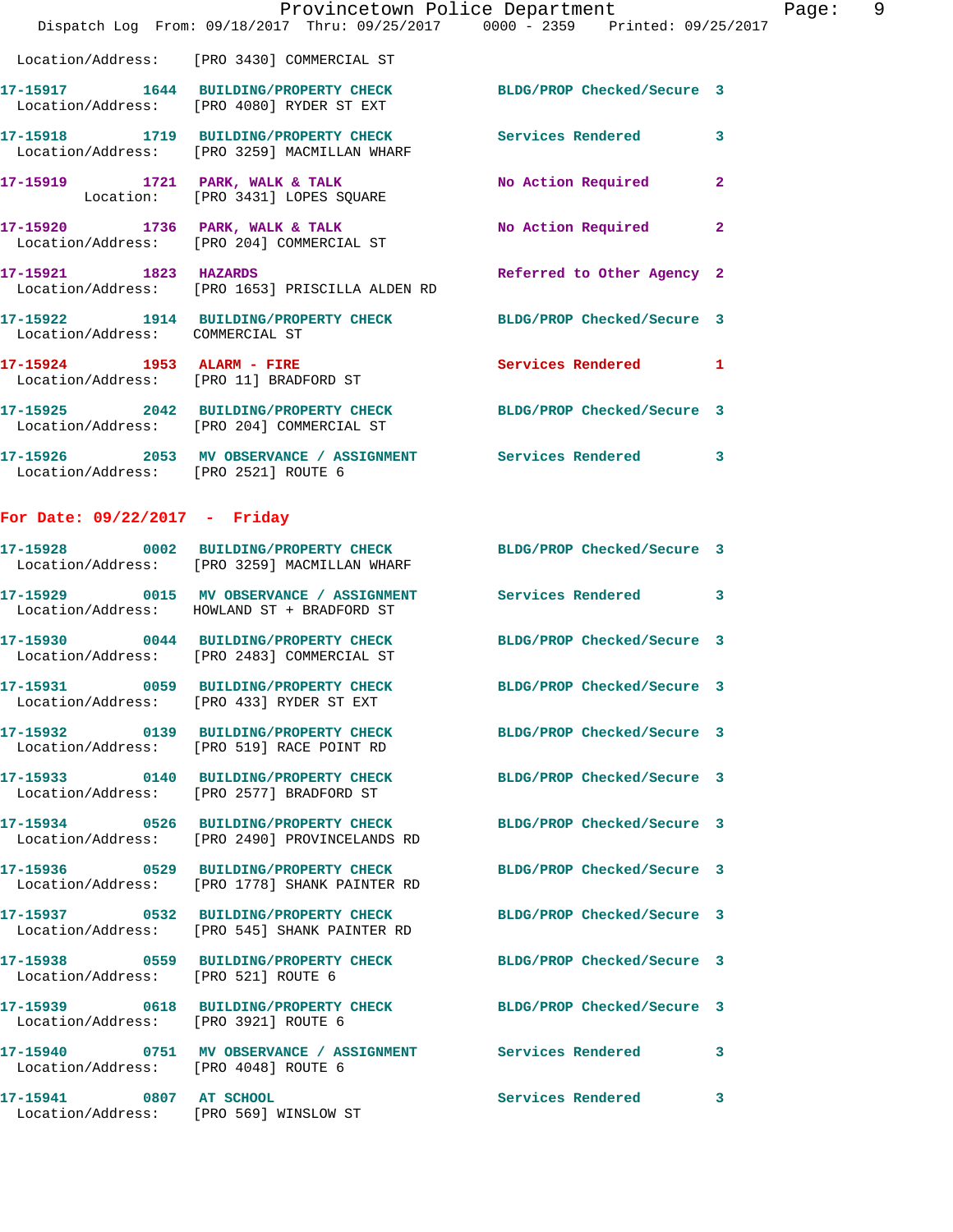Location/Address: [PRO 3430] COMMERCIAL ST

**17-15917** 1644 **BUILDING/PROPERTY CHECK** BLDG/PROP Checked/Secure 3
Location/Address: [PRO 4080] RYDER ST EXT

**17-15918** 1719 **BUILDING/PROPERTY CHECK** Services Rendered 3
Location/Address: [PRO 3259] MACMILLAN WHARF

**17-15919** 1721 **PARK, WALK & TALK** No Action Required 2
Location: [PRO 3431] LOPES SQUARE

**17-15920** 1736 **PARK, WALK & TALK** No Action Required 2
Location/Address: [PRO 204] COMMERCIAL ST

**17-15921** 1823 **HAZARDS** Referred to Other Agency 2
Location/Address: [PRO 1653] PRISCILLA ALDEN RD

**17-15922** 1914 **BUILDING/PROPERTY CHECK** BLDG/PROP Checked/Secure 3
Location/Address: COMMERCIAL ST

**17-15924** 1953 **ALARM - FIRE** Services Rendered 1
Location/Address: [PRO 11] BRADFORD ST

**17-15925** 2042 **BUILDING/PROPERTY CHECK** BLDG/PROP Checked/Secure 3
Location/Address: [PRO 204] COMMERCIAL ST

**17-15926** 2053 **MV OBSERVANCE / ASSIGNMENT** Services Rendered 3
Location/Address: [PRO 2521] ROUTE 6

## For Date: 09/22/2017 - Friday

**17-15928** 0002 **BUILDING/PROPERTY CHECK** BLDG/PROP Checked/Secure 3
Location/Address: [PRO 3259] MACMILLAN WHARF

**17-15929** 0015 **MV OBSERVANCE / ASSIGNMENT** Services Rendered 3
Location/Address: HOWLAND ST + BRADFORD ST

**17-15930** 0044 **BUILDING/PROPERTY CHECK** BLDG/PROP Checked/Secure 3
Location/Address: [PRO 2483] COMMERCIAL ST

**17-15931** 0059 **BUILDING/PROPERTY CHECK** BLDG/PROP Checked/Secure 3
Location/Address: [PRO 433] RYDER ST EXT

**17-15932** 0139 **BUILDING/PROPERTY CHECK** BLDG/PROP Checked/Secure 3
Location/Address: [PRO 519] RACE POINT RD

**17-15933** 0140 **BUILDING/PROPERTY CHECK** BLDG/PROP Checked/Secure 3
Location/Address: [PRO 2577] BRADFORD ST

**17-15934** 0526 **BUILDING/PROPERTY CHECK** BLDG/PROP Checked/Secure 3
Location/Address: [PRO 2490] PROVINCELANDS RD

**17-15936** 0529 **BUILDING/PROPERTY CHECK** BLDG/PROP Checked/Secure 3
Location/Address: [PRO 1778] SHANK PAINTER RD

**17-15937** 0532 **BUILDING/PROPERTY CHECK** BLDG/PROP Checked/Secure 3
Location/Address: [PRO 545] SHANK PAINTER RD

**17-15938** 0559 **BUILDING/PROPERTY CHECK** BLDG/PROP Checked/Secure 3
Location/Address: [PRO 521] ROUTE 6

**17-15939** 0618 **BUILDING/PROPERTY CHECK** BLDG/PROP Checked/Secure 3
Location/Address: [PRO 3921] ROUTE 6

**17-15940** 0751 **MV OBSERVANCE / ASSIGNMENT** Services Rendered 3
Location/Address: [PRO 4048] ROUTE 6

**17-15941** 0807 **AT SCHOOL** Services Rendered 3
Location/Address: [PRO 569] WINSLOW ST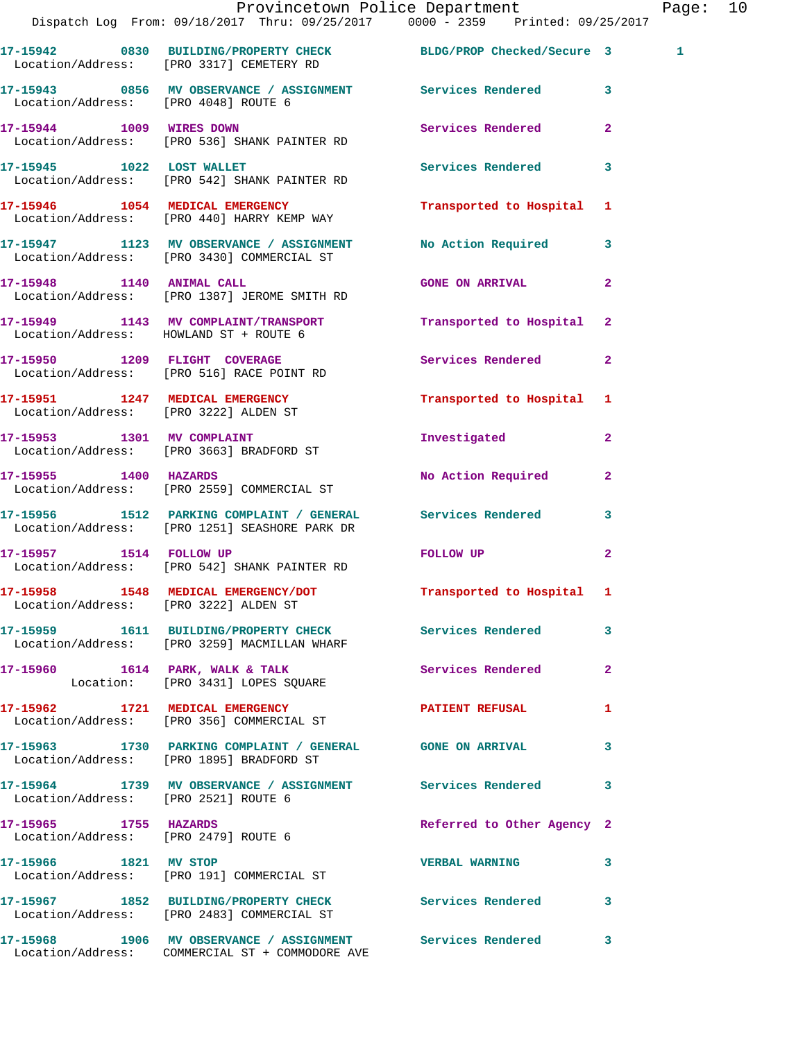17-15942 0830 BUILDING/PROPERTY CHECK BLDG/PROP Checked/Secure 3 1
Location/Address: [PRO 3317] CEMETERY RD

17-15943 0856 MV OBSERVANCE / ASSIGNMENT Services Rendered 3
Location/Address: [PRO 4048] ROUTE 6

17-15944 1009 WIRES DOWN Services Rendered 2
Location/Address: [PRO 536] SHANK PAINTER RD

17-15945 1022 LOST WALLET Services Rendered 3
Location/Address: [PRO 542] SHANK PAINTER RD

17-15946 1054 MEDICAL EMERGENCY Transported to Hospital 1
Location/Address: [PRO 440] HARRY KEMP WAY

17-15947 1123 MV OBSERVANCE / ASSIGNMENT No Action Required 3
Location/Address: [PRO 3430] COMMERCIAL ST

17-15948 1140 ANIMAL CALL GONE ON ARRIVAL 2
Location/Address: [PRO 1387] JEROME SMITH RD

17-15949 1143 MV COMPLAINT/TRANSPORT Transported to Hospital 2
Location/Address: HOWLAND ST + ROUTE 6

17-15950 1209 FLIGHT COVERAGE Services Rendered 2
Location/Address: [PRO 516] RACE POINT RD

17-15951 1247 MEDICAL EMERGENCY Transported to Hospital 1
Location/Address: [PRO 3222] ALDEN ST

17-15953 1301 MV COMPLAINT Investigated 2
Location/Address: [PRO 3663] BRADFORD ST

17-15955 1400 HAZARDS No Action Required 2
Location/Address: [PRO 2559] COMMERCIAL ST

17-15956 1512 PARKING COMPLAINT / GENERAL Services Rendered 3
Location/Address: [PRO 1251] SEASHORE PARK DR

17-15957 1514 FOLLOW UP FOLLOW UP 2
Location/Address: [PRO 542] SHANK PAINTER RD

17-15958 1548 MEDICAL EMERGENCY/DOT Transported to Hospital 1
Location/Address: [PRO 3222] ALDEN ST

17-15959 1611 BUILDING/PROPERTY CHECK Services Rendered 3
Location/Address: [PRO 3259] MACMILLAN WHARF

17-15960 1614 PARK, WALK & TALK Services Rendered 2
Location: [PRO 3431] LOPES SQUARE

17-15962 1721 MEDICAL EMERGENCY PATIENT REFUSAL 1
Location/Address: [PRO 356] COMMERCIAL ST

17-15963 1730 PARKING COMPLAINT / GENERAL GONE ON ARRIVAL 3
Location/Address: [PRO 1895] BRADFORD ST

17-15964 1739 MV OBSERVANCE / ASSIGNMENT Services Rendered 3
Location/Address: [PRO 2521] ROUTE 6

17-15965 1755 HAZARDS Referred to Other Agency 2
Location/Address: [PRO 2479] ROUTE 6

17-15966 1821 MV STOP VERBAL WARNING 3
Location/Address: [PRO 191] COMMERCIAL ST

17-15967 1852 BUILDING/PROPERTY CHECK Services Rendered 3
Location/Address: [PRO 2483] COMMERCIAL ST

17-15968 1906 MV OBSERVANCE / ASSIGNMENT Services Rendered 3
Location/Address: COMMERCIAL ST + COMMODORE AVE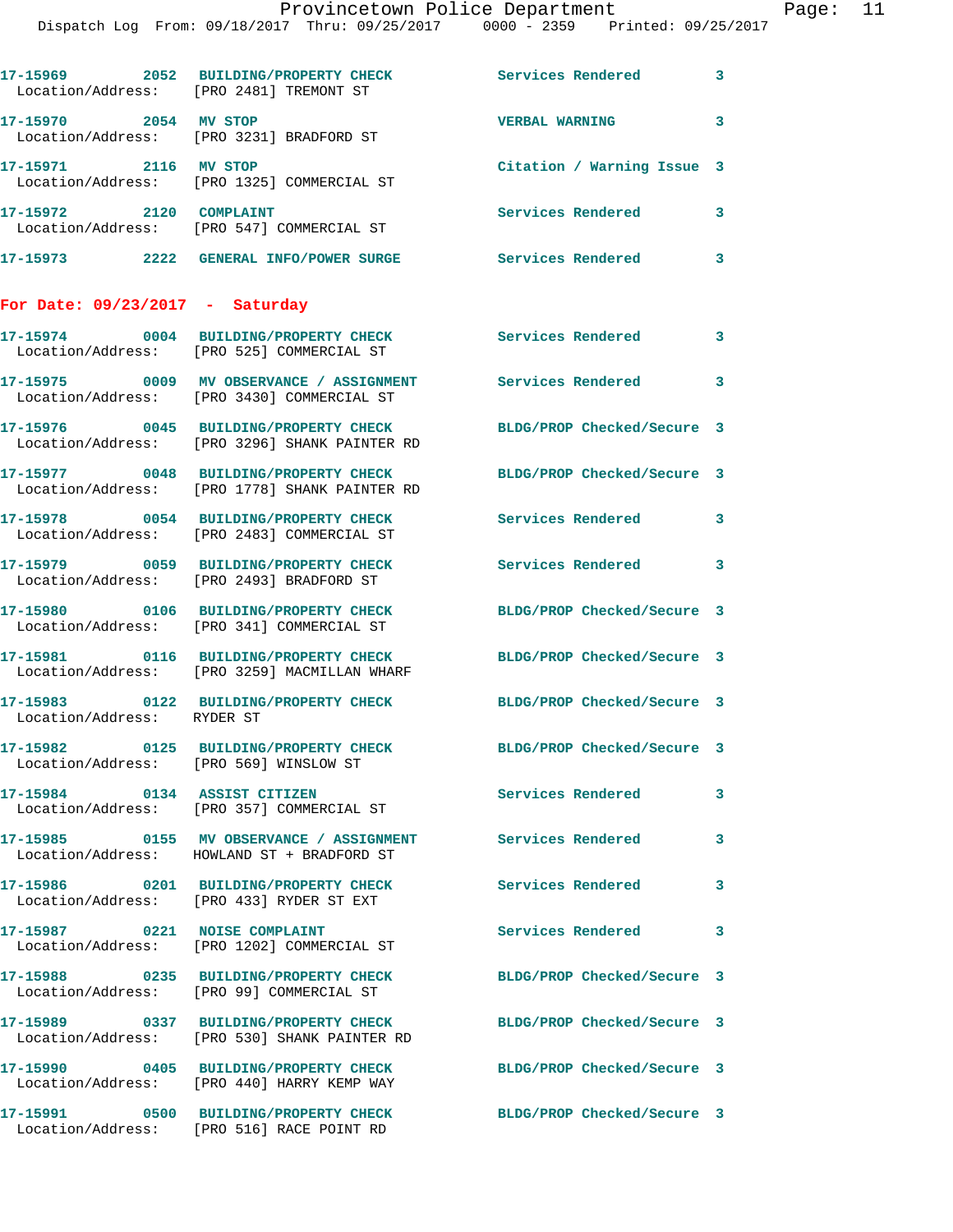17-15969 2052 BUILDING/PROPERTY CHECK Services Rendered 3
Location/Address: [PRO 2481] TREMONT ST

17-15970 2054 MV STOP VERBAL WARNING 3
Location/Address: [PRO 3231] BRADFORD ST

17-15971 2116 MV STOP Citation / Warning Issue 3
Location/Address: [PRO 1325] COMMERCIAL ST

17-15972 2120 COMPLAINT Services Rendered 3
Location/Address: [PRO 547] COMMERCIAL ST

17-15973 2222 GENERAL INFO/POWER SURGE Services Rendered 3

**For Date: 09/23/2017 - Saturday**

17-15974 0004 BUILDING/PROPERTY CHECK Services Rendered 3
Location/Address: [PRO 525] COMMERCIAL ST

17-15975 0009 MV OBSERVANCE / ASSIGNMENT Services Rendered 3
Location/Address: [PRO 3430] COMMERCIAL ST

17-15976 0045 BUILDING/PROPERTY CHECK BLDG/PROP Checked/Secure 3
Location/Address: [PRO 3296] SHANK PAINTER RD

17-15977 0048 BUILDING/PROPERTY CHECK BLDG/PROP Checked/Secure 3
Location/Address: [PRO 1778] SHANK PAINTER RD

17-15978 0054 BUILDING/PROPERTY CHECK Services Rendered 3
Location/Address: [PRO 2483] COMMERCIAL ST

17-15979 0059 BUILDING/PROPERTY CHECK Services Rendered 3
Location/Address: [PRO 2493] BRADFORD ST

17-15980 0106 BUILDING/PROPERTY CHECK BLDG/PROP Checked/Secure 3
Location/Address: [PRO 341] COMMERCIAL ST

17-15981 0116 BUILDING/PROPERTY CHECK BLDG/PROP Checked/Secure 3
Location/Address: [PRO 3259] MACMILLAN WHARF

17-15983 0122 BUILDING/PROPERTY CHECK BLDG/PROP Checked/Secure 3
Location/Address: RYDER ST

17-15982 0125 BUILDING/PROPERTY CHECK BLDG/PROP Checked/Secure 3
Location/Address: [PRO 569] WINSLOW ST

17-15984 0134 ASSIST CITIZEN Services Rendered 3
Location/Address: [PRO 357] COMMERCIAL ST

17-15985 0155 MV OBSERVANCE / ASSIGNMENT Services Rendered 3
Location/Address: HOWLAND ST + BRADFORD ST

17-15986 0201 BUILDING/PROPERTY CHECK Services Rendered 3
Location/Address: [PRO 433] RYDER ST EXT

17-15987 0221 NOISE COMPLAINT Services Rendered 3
Location/Address: [PRO 1202] COMMERCIAL ST

17-15988 0235 BUILDING/PROPERTY CHECK BLDG/PROP Checked/Secure 3
Location/Address: [PRO 99] COMMERCIAL ST

17-15989 0337 BUILDING/PROPERTY CHECK BLDG/PROP Checked/Secure 3
Location/Address: [PRO 530] SHANK PAINTER RD

17-15990 0405 BUILDING/PROPERTY CHECK BLDG/PROP Checked/Secure 3
Location/Address: [PRO 440] HARRY KEMP WAY

17-15991 0500 BUILDING/PROPERTY CHECK BLDG/PROP Checked/Secure 3
Location/Address: [PRO 516] RACE POINT RD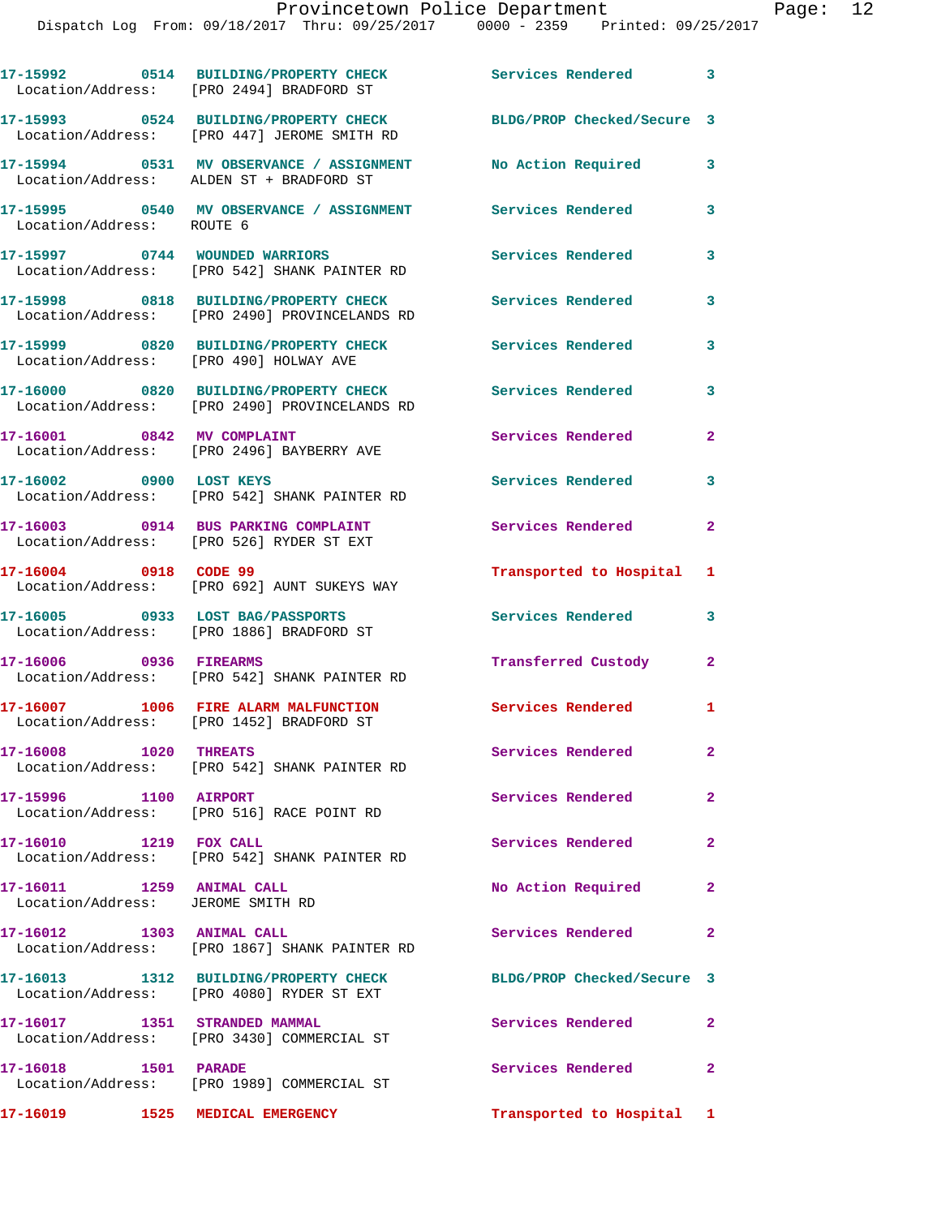| Call Number | Time | Call Reason | Action | Priority |
|---|---|---|---|---|
| 17-15992 | 0514 | BUILDING/PROPERTY CHECK | Services Rendered | 3 |
| Location/Address: [PRO 2494] BRADFORD ST | | | | |
| 17-15993 | 0524 | BUILDING/PROPERTY CHECK | BLDG/PROP Checked/Secure | 3 |
| Location/Address: [PRO 447] JEROME SMITH RD | | | | |
| 17-15994 | 0531 | MV OBSERVANCE / ASSIGNMENT | No Action Required | 3 |
| Location/Address: ALDEN ST + BRADFORD ST | | | | |
| 17-15995 | 0540 | MV OBSERVANCE / ASSIGNMENT | Services Rendered | 3 |
| Location/Address: ROUTE 6 | | | | |
| 17-15997 | 0744 | WOUNDED WARRIORS | Services Rendered | 3 |
| Location/Address: [PRO 542] SHANK PAINTER RD | | | | |
| 17-15998 | 0818 | BUILDING/PROPERTY CHECK | Services Rendered | 3 |
| Location/Address: [PRO 2490] PROVINCELANDS RD | | | | |
| 17-15999 | 0820 | BUILDING/PROPERTY CHECK | Services Rendered | 3 |
| Location/Address: [PRO 490] HOLWAY AVE | | | | |
| 17-16000 | 0820 | BUILDING/PROPERTY CHECK | Services Rendered | 3 |
| Location/Address: [PRO 2490] PROVINCELANDS RD | | | | |
| 17-16001 | 0842 | MV COMPLAINT | Services Rendered | 2 |
| Location/Address: [PRO 2496] BAYBERRY AVE | | | | |
| 17-16002 | 0900 | LOST KEYS | Services Rendered | 3 |
| Location/Address: [PRO 542] SHANK PAINTER RD | | | | |
| 17-16003 | 0914 | BUS PARKING COMPLAINT | Services Rendered | 2 |
| Location/Address: [PRO 526] RYDER ST EXT | | | | |
| 17-16004 | 0918 | CODE 99 | Transported to Hospital | 1 |
| Location/Address: [PRO 692] AUNT SUKEYS WAY | | | | |
| 17-16005 | 0933 | LOST BAG/PASSPORTS | Services Rendered | 3 |
| Location/Address: [PRO 1886] BRADFORD ST | | | | |
| 17-16006 | 0936 | FIREARMS | Transferred Custody | 2 |
| Location/Address: [PRO 542] SHANK PAINTER RD | | | | |
| 17-16007 | 1006 | FIRE ALARM MALFUNCTION | Services Rendered | 1 |
| Location/Address: [PRO 1452] BRADFORD ST | | | | |
| 17-16008 | 1020 | THREATS | Services Rendered | 2 |
| Location/Address: [PRO 542] SHANK PAINTER RD | | | | |
| 17-15996 | 1100 | AIRPORT | Services Rendered | 2 |
| Location/Address: [PRO 516] RACE POINT RD | | | | |
| 17-16010 | 1219 | FOX CALL | Services Rendered | 2 |
| Location/Address: [PRO 542] SHANK PAINTER RD | | | | |
| 17-16011 | 1259 | ANIMAL CALL | No Action Required | 2 |
| Location/Address: JEROME SMITH RD | | | | |
| 17-16012 | 1303 | ANIMAL CALL | Services Rendered | 2 |
| Location/Address: [PRO 1867] SHANK PAINTER RD | | | | |
| 17-16013 | 1312 | BUILDING/PROPERTY CHECK | BLDG/PROP Checked/Secure | 3 |
| Location/Address: [PRO 4080] RYDER ST EXT | | | | |
| 17-16017 | 1351 | STRANDED MAMMAL | Services Rendered | 2 |
| Location/Address: [PRO 3430] COMMERCIAL ST | | | | |
| 17-16018 | 1501 | PARADE | Services Rendered | 2 |
| Location/Address: [PRO 1989] COMMERCIAL ST | | | | |
| 17-16019 | 1525 | MEDICAL EMERGENCY | Transported to Hospital | 1 |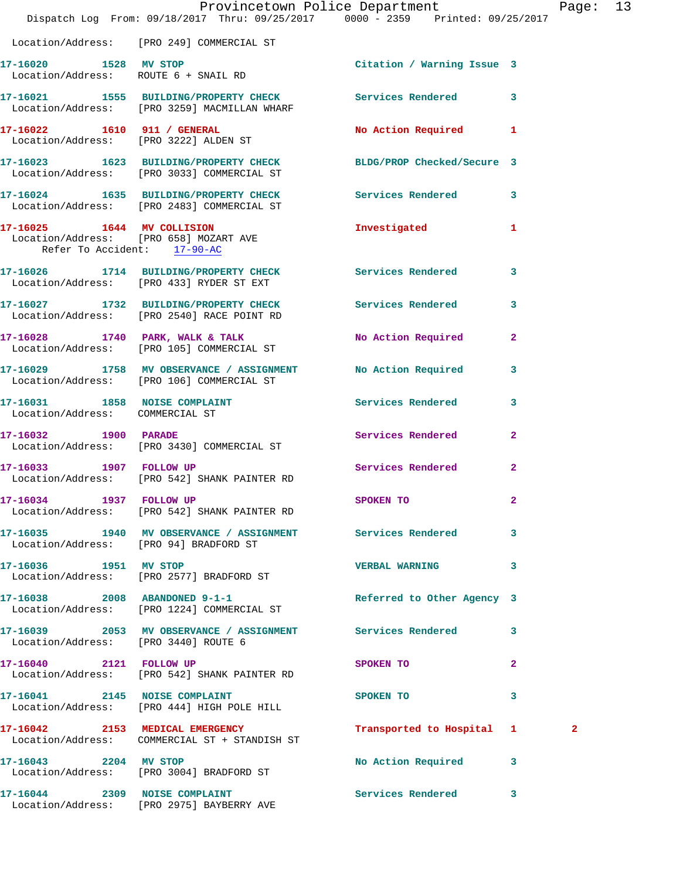Location/Address: [PRO 249] COMMERCIAL ST

**17-16020** 1528 **MV STOP** Citation / Warning Issue 3
Location/Address: ROUTE 6 + SNAIL RD

**17-16021** 1555 **BUILDING/PROPERTY CHECK** Services Rendered 3
Location/Address: [PRO 3259] MACMILLAN WHARF

**17-16022** 1610 **911 / GENERAL** No Action Required 1
Location/Address: [PRO 3222] ALDEN ST

**17-16023** 1623 **BUILDING/PROPERTY CHECK** BLDG/PROP Checked/Secure 3
Location/Address: [PRO 3033] COMMERCIAL ST

**17-16024** 1635 **BUILDING/PROPERTY CHECK** Services Rendered 3
Location/Address: [PRO 2483] COMMERCIAL ST

**17-16025** 1644 **MV COLLISION** Investigated 1
Location/Address: [PRO 658] MOZART AVE
Refer To Accident: 17-90-AC

**17-16026** 1714 **BUILDING/PROPERTY CHECK** Services Rendered 3
Location/Address: [PRO 433] RYDER ST EXT

**17-16027** 1732 **BUILDING/PROPERTY CHECK** Services Rendered 3
Location/Address: [PRO 2540] RACE POINT RD

**17-16028** 1740 **PARK, WALK & TALK** No Action Required 2
Location/Address: [PRO 105] COMMERCIAL ST

**17-16029** 1758 **MV OBSERVANCE / ASSIGNMENT** No Action Required 3
Location/Address: [PRO 106] COMMERCIAL ST

**17-16031** 1858 **NOISE COMPLAINT** Services Rendered 3
Location/Address: COMMERCIAL ST

**17-16032** 1900 **PARADE** Services Rendered 2
Location/Address: [PRO 3430] COMMERCIAL ST

**17-16033** 1907 **FOLLOW UP** Services Rendered 2
Location/Address: [PRO 542] SHANK PAINTER RD

**17-16034** 1937 **FOLLOW UP** SPOKEN TO 2
Location/Address: [PRO 542] SHANK PAINTER RD

**17-16035** 1940 **MV OBSERVANCE / ASSIGNMENT** Services Rendered 3
Location/Address: [PRO 94] BRADFORD ST

**17-16036** 1951 **MV STOP** VERBAL WARNING 3
Location/Address: [PRO 2577] BRADFORD ST

**17-16038** 2008 **ABANDONED 9-1-1** Referred to Other Agency 3
Location/Address: [PRO 1224] COMMERCIAL ST

**17-16039** 2053 **MV OBSERVANCE / ASSIGNMENT** Services Rendered 3
Location/Address: [PRO 3440] ROUTE 6

**17-16040** 2121 **FOLLOW UP** SPOKEN TO 2
Location/Address: [PRO 542] SHANK PAINTER RD

**17-16041** 2145 **NOISE COMPLAINT** SPOKEN TO 3
Location/Address: [PRO 444] HIGH POLE HILL

**17-16042** 2153 **MEDICAL EMERGENCY** Transported to Hospital 1 2
Location/Address: COMMERCIAL ST + STANDISH ST

**17-16043** 2204 **MV STOP** No Action Required 3
Location/Address: [PRO 3004] BRADFORD ST

**17-16044** 2309 **NOISE COMPLAINT** Services Rendered 3
Location/Address: [PRO 2975] BAYBERRY AVE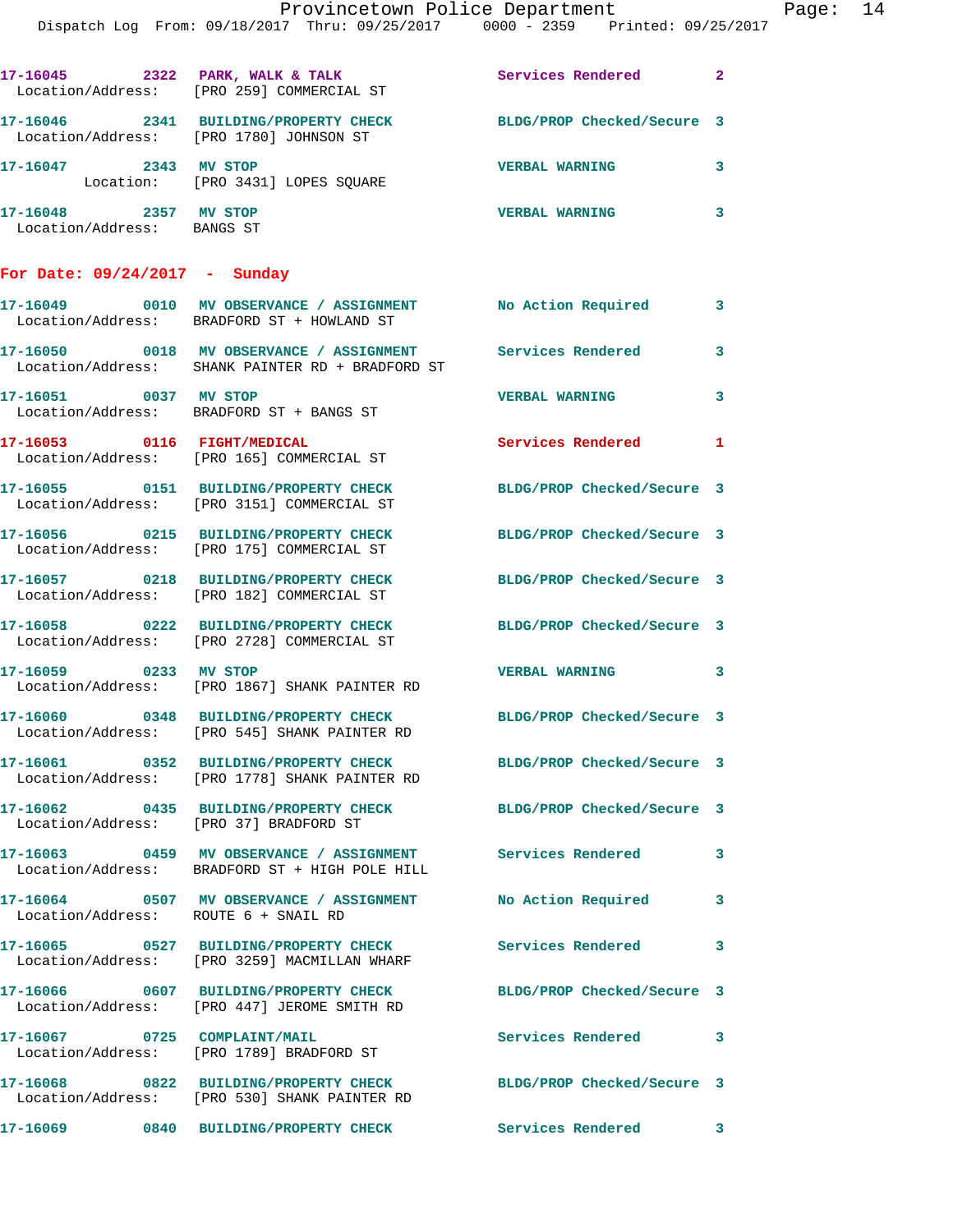17-16045 2322 PARK, WALK & TALK Services Rendered 2
Location/Address: [PRO 259] COMMERCIAL ST

17-16046 2341 BUILDING/PROPERTY CHECK BLDG/PROP Checked/Secure 3
Location/Address: [PRO 1780] JOHNSON ST

17-16047 2343 MV STOP VERBAL WARNING 3
Location: [PRO 3431] LOPES SQUARE

17-16048 2357 MV STOP VERBAL WARNING 3
Location/Address: BANGS ST

## For Date: 09/24/2017 - Sunday

17-16049 0010 MV OBSERVATION / ASSIGNMENT No Action Required 3
Location/Address: BRADFORD ST + HOWLAND ST

17-16050 0018 MV OBSERVATION / ASSIGNMENT Services Rendered 3
Location/Address: SHANK PAINTER RD + BRADFORD ST

17-16051 0037 MV STOP VERBAL WARNING 3
Location/Address: BRADFORD ST + BANGS ST

17-16053 0116 FIGHT/MEDICAL Services Rendered 1
Location/Address: [PRO 165] COMMERCIAL ST

17-16055 0151 BUILDING/PROPERTY CHECK BLDG/PROP Checked/Secure 3
Location/Address: [PRO 3151] COMMERCIAL ST

17-16056 0215 BUILDING/PROPERTY CHECK BLDG/PROP Checked/Secure 3
Location/Address: [PRO 175] COMMERCIAL ST

17-16057 0218 BUILDING/PROPERTY CHECK BLDG/PROP Checked/Secure 3
Location/Address: [PRO 182] COMMERCIAL ST

17-16058 0222 BUILDING/PROPERTY CHECK BLDG/PROP Checked/Secure 3
Location/Address: [PRO 2728] COMMERCIAL ST

17-16059 0233 MV STOP VERBAL WARNING 3
Location/Address: [PRO 1867] SHANK PAINTER RD

17-16060 0348 BUILDING/PROPERTY CHECK BLDG/PROP Checked/Secure 3
Location/Address: [PRO 545] SHANK PAINTER RD

17-16061 0352 BUILDING/PROPERTY CHECK BLDG/PROP Checked/Secure 3
Location/Address: [PRO 1778] SHANK PAINTER RD

17-16062 0435 BUILDING/PROPERTY CHECK BLDG/PROP Checked/Secure 3
Location/Address: [PRO 37] BRADFORD ST

17-16063 0459 MV OBSERVATION / ASSIGNMENT Services Rendered 3
Location/Address: BRADFORD ST + HIGH POLE HILL

17-16064 0507 MV OBSERVATION / ASSIGNMENT No Action Required 3
Location/Address: ROUTE 6 + SNAIL RD

17-16065 0527 BUILDING/PROPERTY CHECK Services Rendered 3
Location/Address: [PRO 3259] MACMILLAN WHARF

17-16066 0607 BUILDING/PROPERTY CHECK BLDG/PROP Checked/Secure 3
Location/Address: [PRO 447] JEROME SMITH RD

17-16067 0725 COMPLAINT/MAIL Services Rendered 3
Location/Address: [PRO 1789] BRADFORD ST

17-16068 0822 BUILDING/PROPERTY CHECK BLDG/PROP Checked/Secure 3
Location/Address: [PRO 530] SHANK PAINTER RD

17-16069 0840 BUILDING/PROPERTY CHECK Services Rendered 3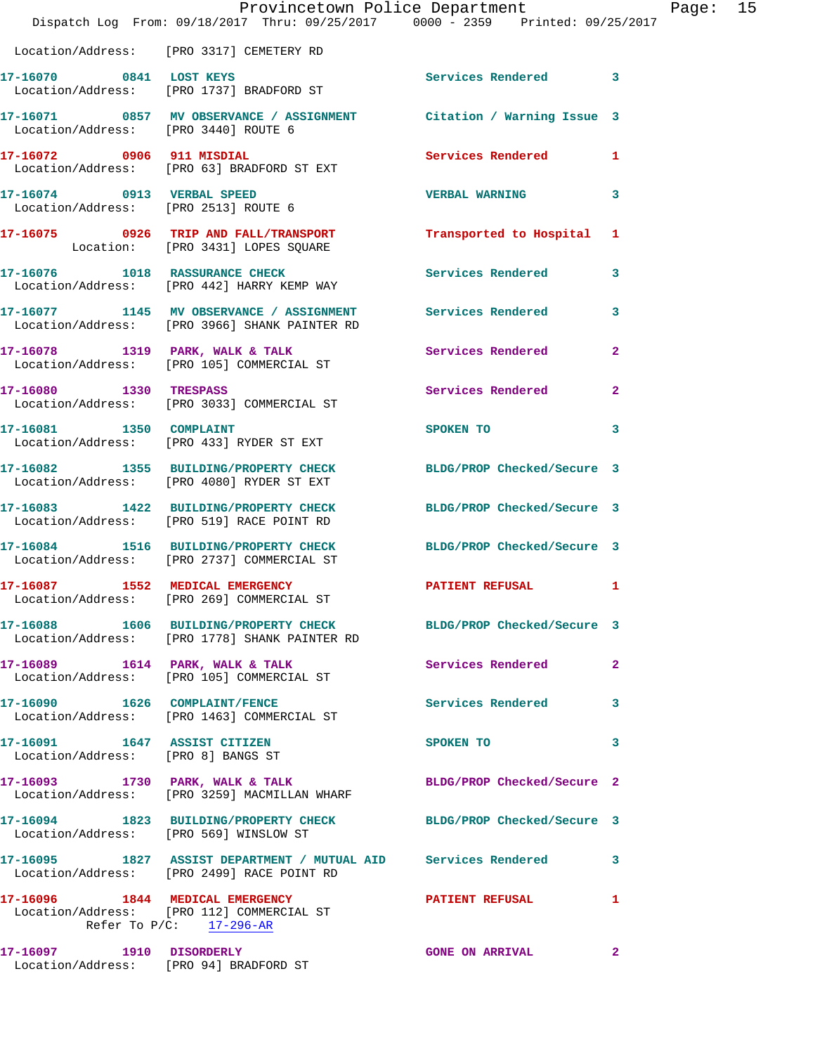Location/Address: [PRO 3317] CEMETERY RD

17-16070 0841 LOST KEYS Services Rendered 3
Location/Address: [PRO 1737] BRADFORD ST

17-16071 0857 MV OBSERVANCE / ASSIGNMENT Citation / Warning Issue 3
Location/Address: [PRO 3440] ROUTE 6

17-16072 0906 911 MISDIAL Services Rendered 1
Location/Address: [PRO 63] BRADFORD ST EXT

17-16074 0913 VERBAL SPEED VERBAL WARNING 3
Location/Address: [PRO 2513] ROUTE 6

17-16075 0926 TRIP AND FALL/TRANSPORT Transported to Hospital 1
Location: [PRO 3431] LOPES SQUARE

17-16076 1018 RASSURANCE CHECK Services Rendered 3
Location/Address: [PRO 442] HARRY KEMP WAY

17-16077 1145 MV OBSERVANCE / ASSIGNMENT Services Rendered 3
Location/Address: [PRO 3966] SHANK PAINTER RD

17-16078 1319 PARK, WALK & TALK Services Rendered 2
Location/Address: [PRO 105] COMMERCIAL ST

17-16080 1330 TRESPASS Services Rendered 2
Location/Address: [PRO 3033] COMMERCIAL ST

17-16081 1350 COMPLAINT SPOKEN TO 3
Location/Address: [PRO 433] RYDER ST EXT

17-16082 1355 BUILDING/PROPERTY CHECK BLDG/PROP Checked/Secure 3
Location/Address: [PRO 4080] RYDER ST EXT

17-16083 1422 BUILDING/PROPERTY CHECK BLDG/PROP Checked/Secure 3
Location/Address: [PRO 519] RACE POINT RD

17-16084 1516 BUILDING/PROPERTY CHECK BLDG/PROP Checked/Secure 3
Location/Address: [PRO 2737] COMMERCIAL ST

17-16087 1552 MEDICAL EMERGENCY PATIENT REFUSAL 1
Location/Address: [PRO 269] COMMERCIAL ST

17-16088 1606 BUILDING/PROPERTY CHECK BLDG/PROP Checked/Secure 3
Location/Address: [PRO 1778] SHANK PAINTER RD

17-16089 1614 PARK, WALK & TALK Services Rendered 2
Location/Address: [PRO 105] COMMERCIAL ST

17-16090 1626 COMPLAINT/FENCE Services Rendered 3
Location/Address: [PRO 1463] COMMERCIAL ST

17-16091 1647 ASSIST CITIZEN SPOKEN TO 3
Location/Address: [PRO 8] BANGS ST

17-16093 1730 PARK, WALK & TALK BLDG/PROP Checked/Secure 2
Location/Address: [PRO 3259] MACMILLAN WHARF

17-16094 1823 BUILDING/PROPERTY CHECK BLDG/PROP Checked/Secure 3
Location/Address: [PRO 569] WINSLOW ST

17-16095 1827 ASSIST DEPARTMENT / MUTUAL AID Services Rendered 3
Location/Address: [PRO 2499] RACE POINT RD

17-16096 1844 MEDICAL EMERGENCY PATIENT REFUSAL 1
Location/Address: [PRO 112] COMMERCIAL ST
Refer To P/C: 17-296-AR

17-16097 1910 DISORDERLY GONE ON ARRIVAL 2
Location/Address: [PRO 94] BRADFORD ST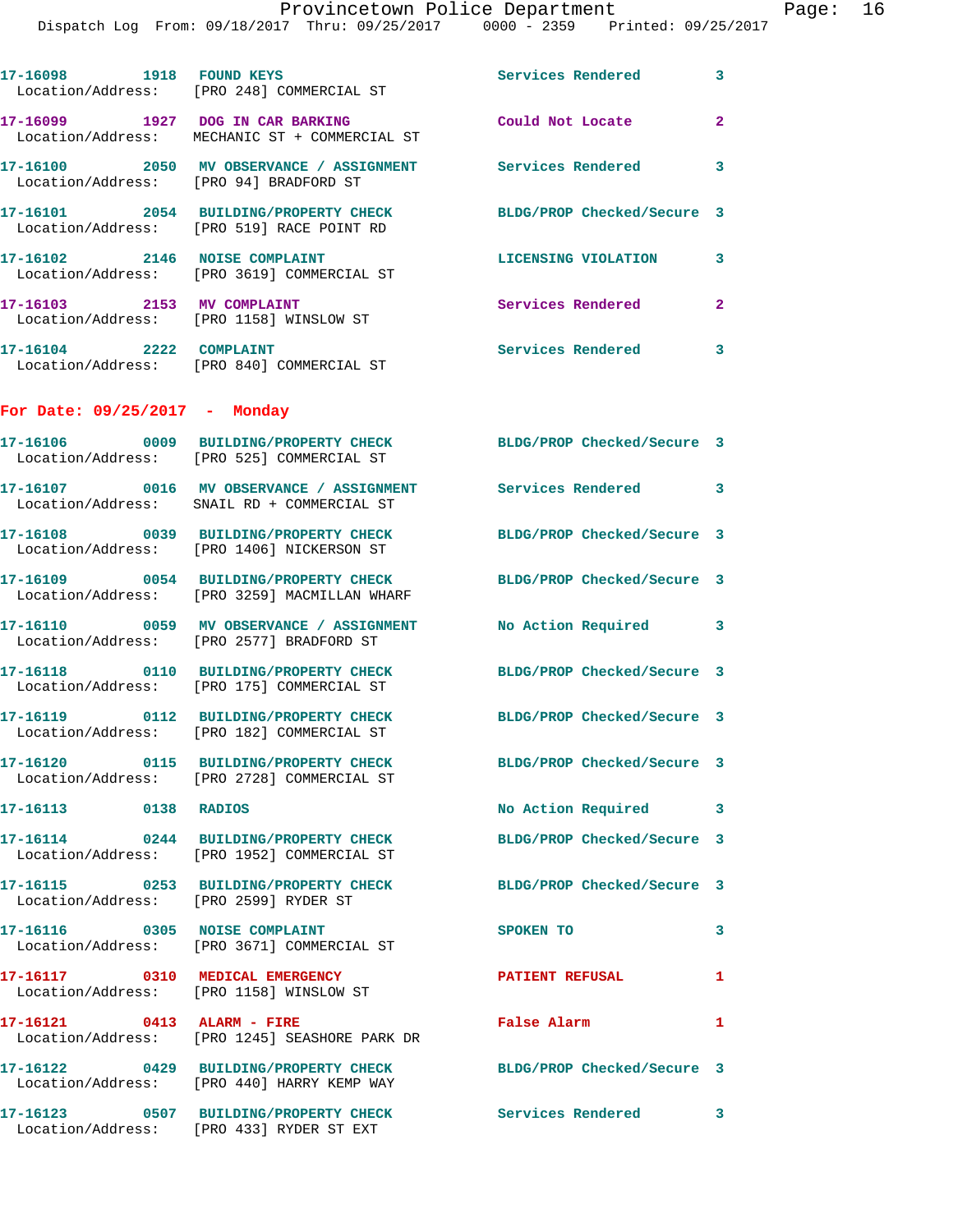17-16098 1918 FOUND KEYS Services Rendered 3
Location/Address: [PRO 248] COMMERCIAL ST

17-16099 1927 DOG IN CAR BARKING Could Not Locate 2
Location/Address: MECHANIC ST + COMMERCIAL ST

17-16100 2050 MV OBSERVANCE / ASSIGNMENT Services Rendered 3
Location/Address: [PRO 94] BRADFORD ST

17-16101 2054 BUILDING/PROPERTY CHECK BLDG/PROP Checked/Secure 3
Location/Address: [PRO 519] RACE POINT RD

17-16102 2146 NOISE COMPLAINT LICENSING VIOLATION 3
Location/Address: [PRO 3619] COMMERCIAL ST

17-16103 2153 MV COMPLAINT Services Rendered 2
Location/Address: [PRO 1158] WINSLOW ST

17-16104 2222 COMPLAINT Services Rendered 3
Location/Address: [PRO 840] COMMERCIAL ST

## For Date: 09/25/2017 - Monday

17-16106 0009 BUILDING/PROPERTY CHECK BLDG/PROP Checked/Secure 3
Location/Address: [PRO 525] COMMERCIAL ST

17-16107 0016 MV OBSERVANCE / ASSIGNMENT Services Rendered 3
Location/Address: SNAIL RD + COMMERCIAL ST

17-16108 0039 BUILDING/PROPERTY CHECK BLDG/PROP Checked/Secure 3
Location/Address: [PRO 1406] NICKERSON ST

17-16109 0054 BUILDING/PROPERTY CHECK BLDG/PROP Checked/Secure 3
Location/Address: [PRO 3259] MACMILLAN WHARF

17-16110 0059 MV OBSERVANCE / ASSIGNMENT No Action Required 3
Location/Address: [PRO 2577] BRADFORD ST

17-16118 0110 BUILDING/PROPERTY CHECK BLDG/PROP Checked/Secure 3
Location/Address: [PRO 175] COMMERCIAL ST

17-16119 0112 BUILDING/PROPERTY CHECK BLDG/PROP Checked/Secure 3
Location/Address: [PRO 182] COMMERCIAL ST

17-16120 0115 BUILDING/PROPERTY CHECK BLDG/PROP Checked/Secure 3
Location/Address: [PRO 2728] COMMERCIAL ST

17-16113 0138 RADIOS No Action Required 3

17-16114 0244 BUILDING/PROPERTY CHECK BLDG/PROP Checked/Secure 3
Location/Address: [PRO 1952] COMMERCIAL ST

17-16115 0253 BUILDING/PROPERTY CHECK BLDG/PROP Checked/Secure 3
Location/Address: [PRO 2599] RYDER ST

17-16116 0305 NOISE COMPLAINT SPOKEN TO 3
Location/Address: [PRO 3671] COMMERCIAL ST

17-16117 0310 MEDICAL EMERGENCY PATIENT REFUSAL 1
Location/Address: [PRO 1158] WINSLOW ST

17-16121 0413 ALARM - FIRE False Alarm 1
Location/Address: [PRO 1245] SEASHORE PARK DR

17-16122 0429 BUILDING/PROPERTY CHECK BLDG/PROP Checked/Secure 3
Location/Address: [PRO 440] HARRY KEMP WAY

17-16123 0507 BUILDING/PROPERTY CHECK Services Rendered 3
Location/Address: [PRO 433] RYDER ST EXT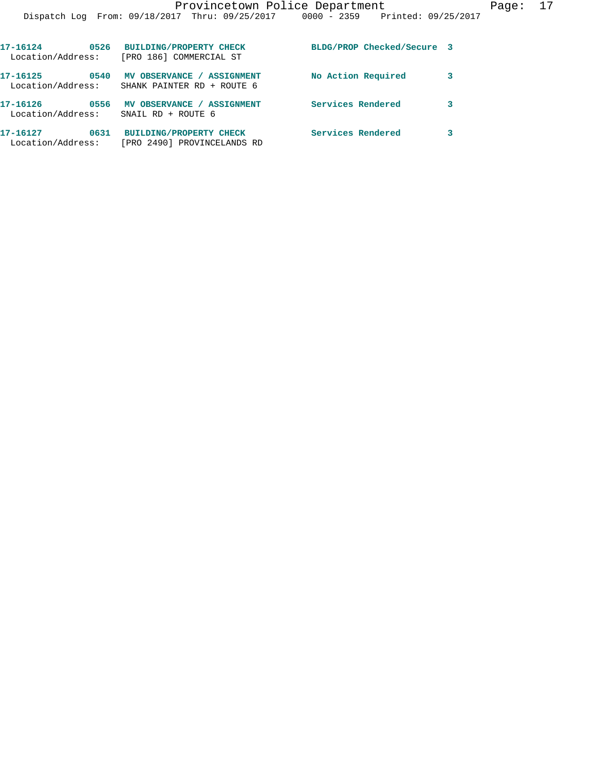17-16124 0526 BUILDING/PROPERTY CHECK BLDG/PROP Checked/Secure 3
Location/Address: [PRO 186] COMMERCIAL ST

17-16125 0540 MV OBSERVANCE / ASSIGNMENT No Action Required 3
Location/Address: SHANK PAINTER RD + ROUTE 6

17-16126 0556 MV OBSERVANCE / ASSIGNMENT Services Rendered 3
Location/Address: SNAIL RD + ROUTE 6

17-16127 0631 BUILDING/PROPERTY CHECK Services Rendered 3
Location/Address: [PRO 2490] PROVINCELANDS RD